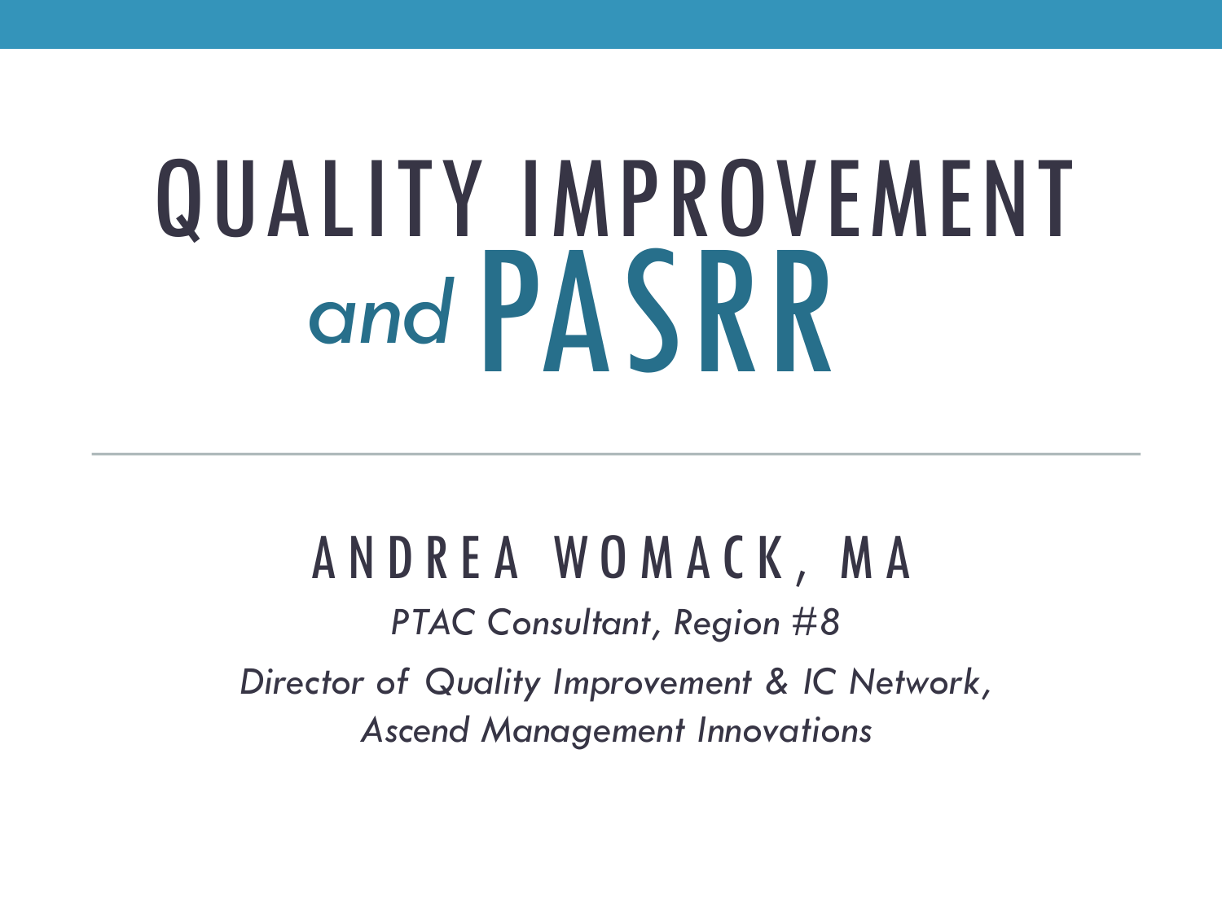# QUALITY IMPROVEMENT *and* PASRR

## ANDREA WOMACK, MA

*PTAC Consultant, Region #8*

*Director of Quality Improvement & IC Network, Ascend Management Innovations*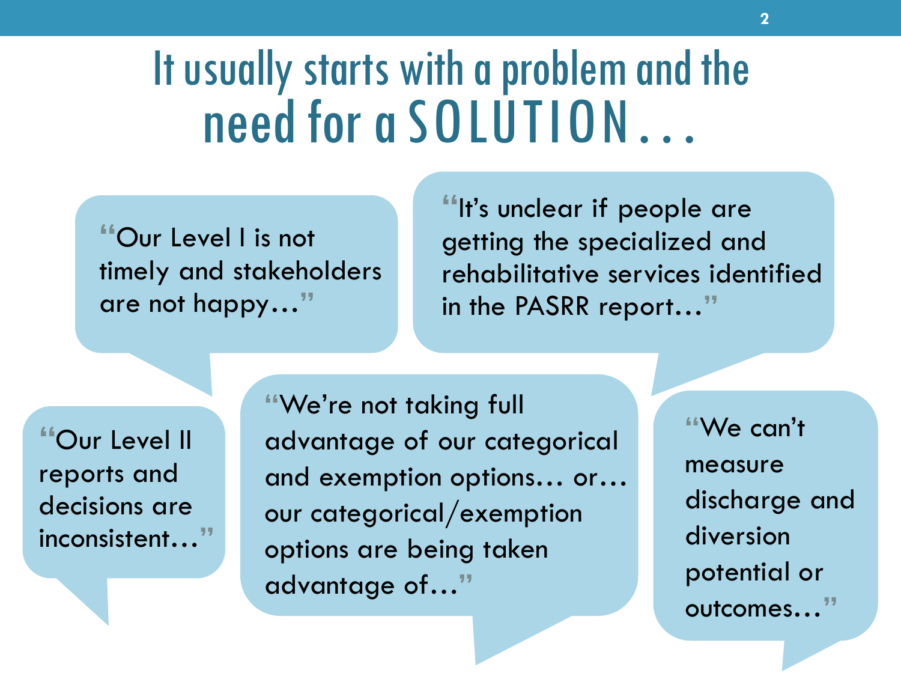# It usually starts with a problem and the need for a SOLUTION…

"Our Level I is not timely and stakeholders are not happy…"

"It's unclear if people are getting the specialized and rehabilitative services identified in the PASRR report…"

"Our Level II reports and decisions are inconsistent…"

"We're not taking full advantage of our categorical and exemption options… or… our categorical/exemption options are being taken advantage of…"

"We can't measure discharge and diversion potential or outcomes…"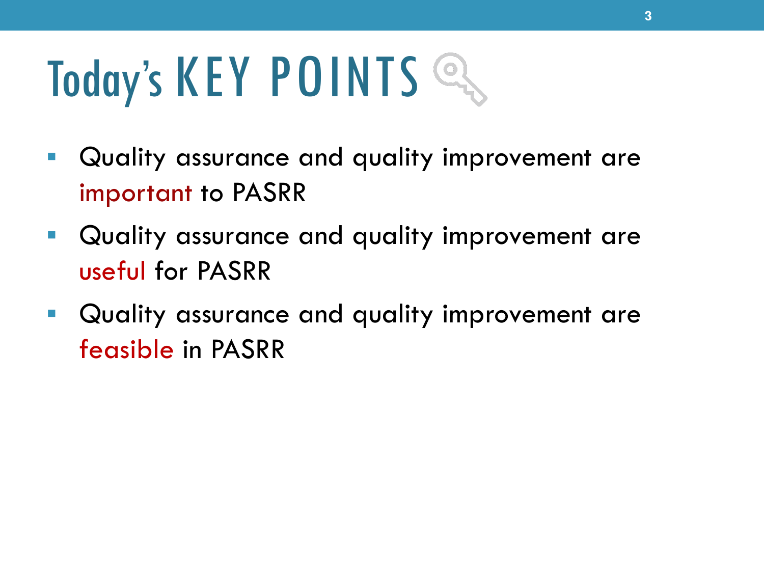# Today's KEY POINTS

- Quality assurance and quality improvement are important to PASRR
- Quality assurance and quality improvement are useful for PASRR
- Quality assurance and quality improvement are feasible in PASRR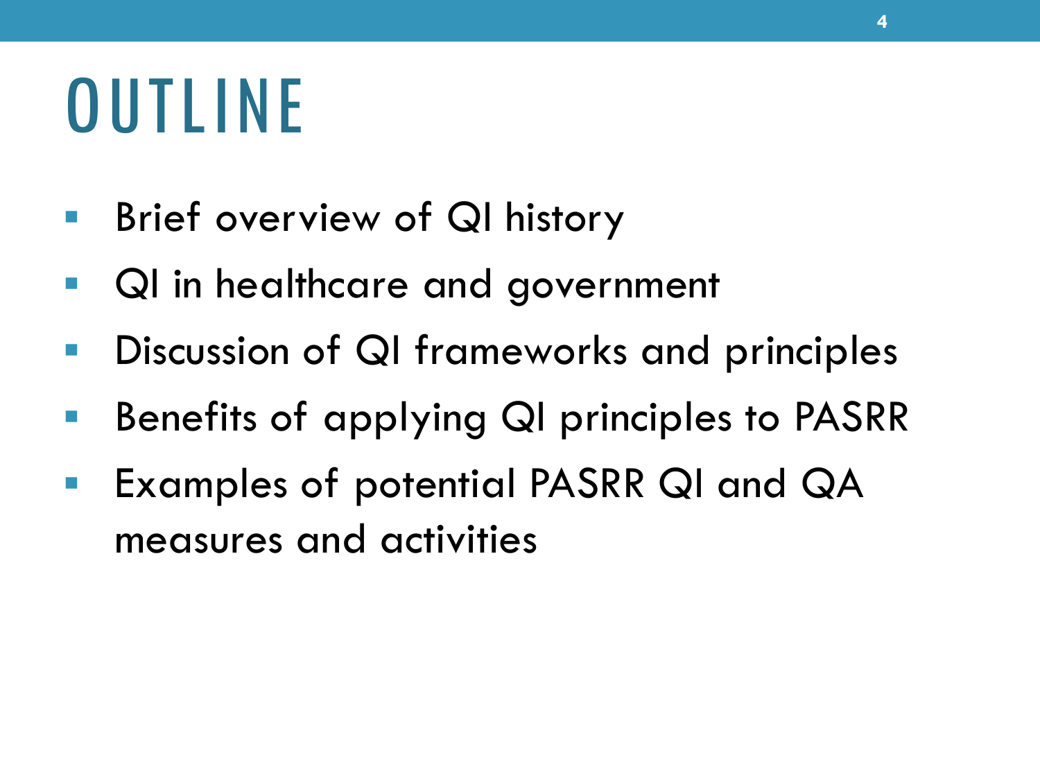# OUTLINE

- Brief overview of QI history
- QI in healthcare and government
- Discussion of QI frameworks and principles
- Benefits of applying QI principles to PASRR
- Examples of potential PASRR QI and QA measures and activities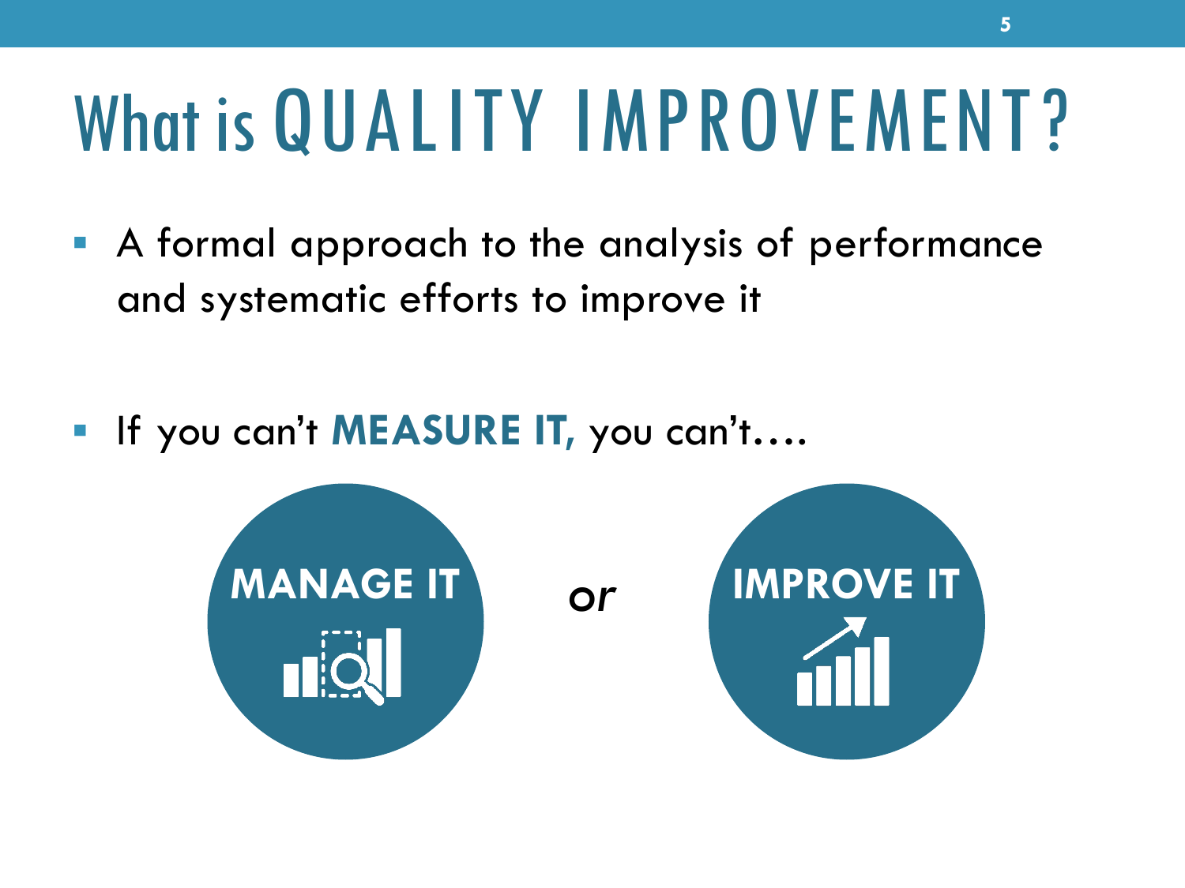# What is QUALITY IMPROVEMENT?

- A formal approach to the analysis of performance and systematic efforts to improve it

- If you can't **MEASURE IT,** you can't….

**MANAGE IT** *or* **IMPROVE IT**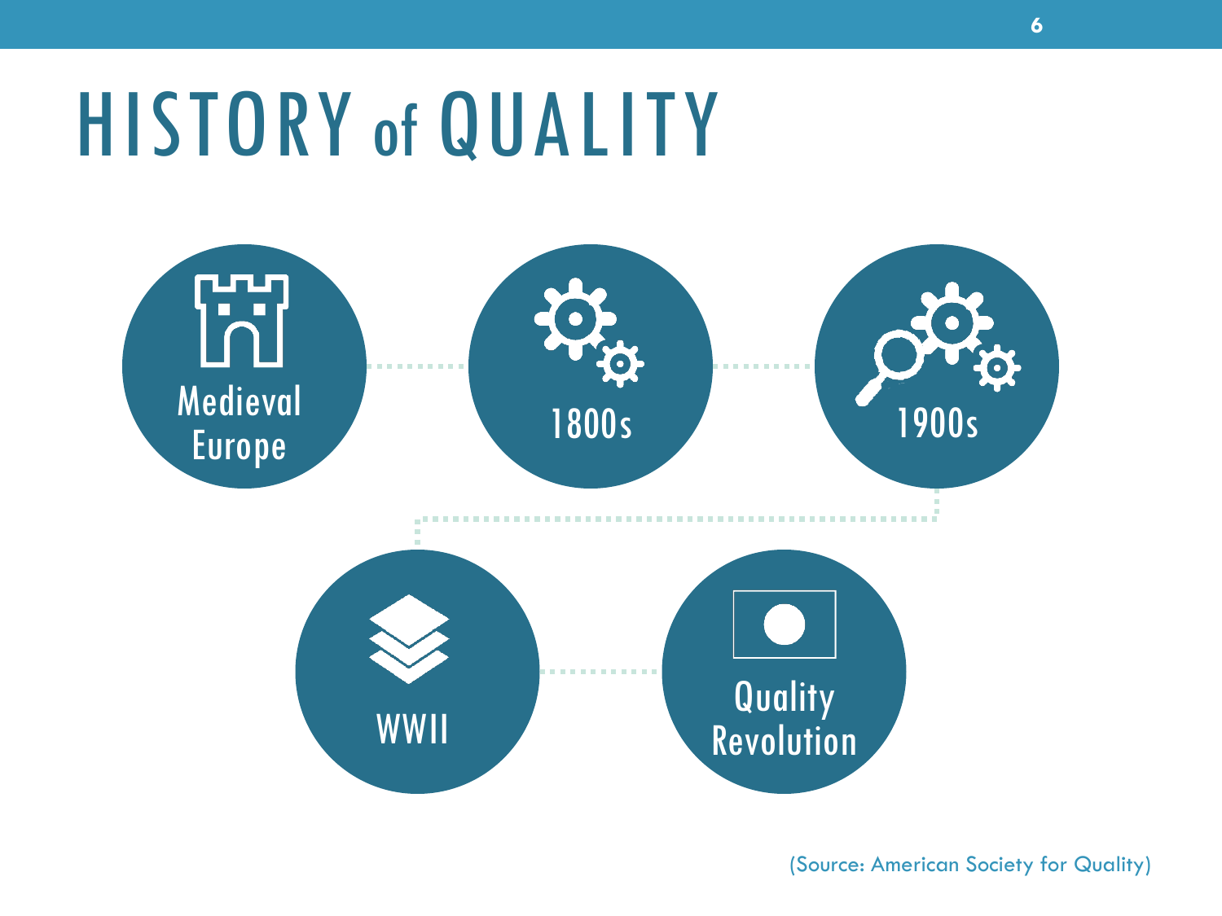# HISTORY of QUALITY

- Medieval Europe
- 1800s
- 1900s
- WWII
- Quality Revolution

(Source: American Society for Quality)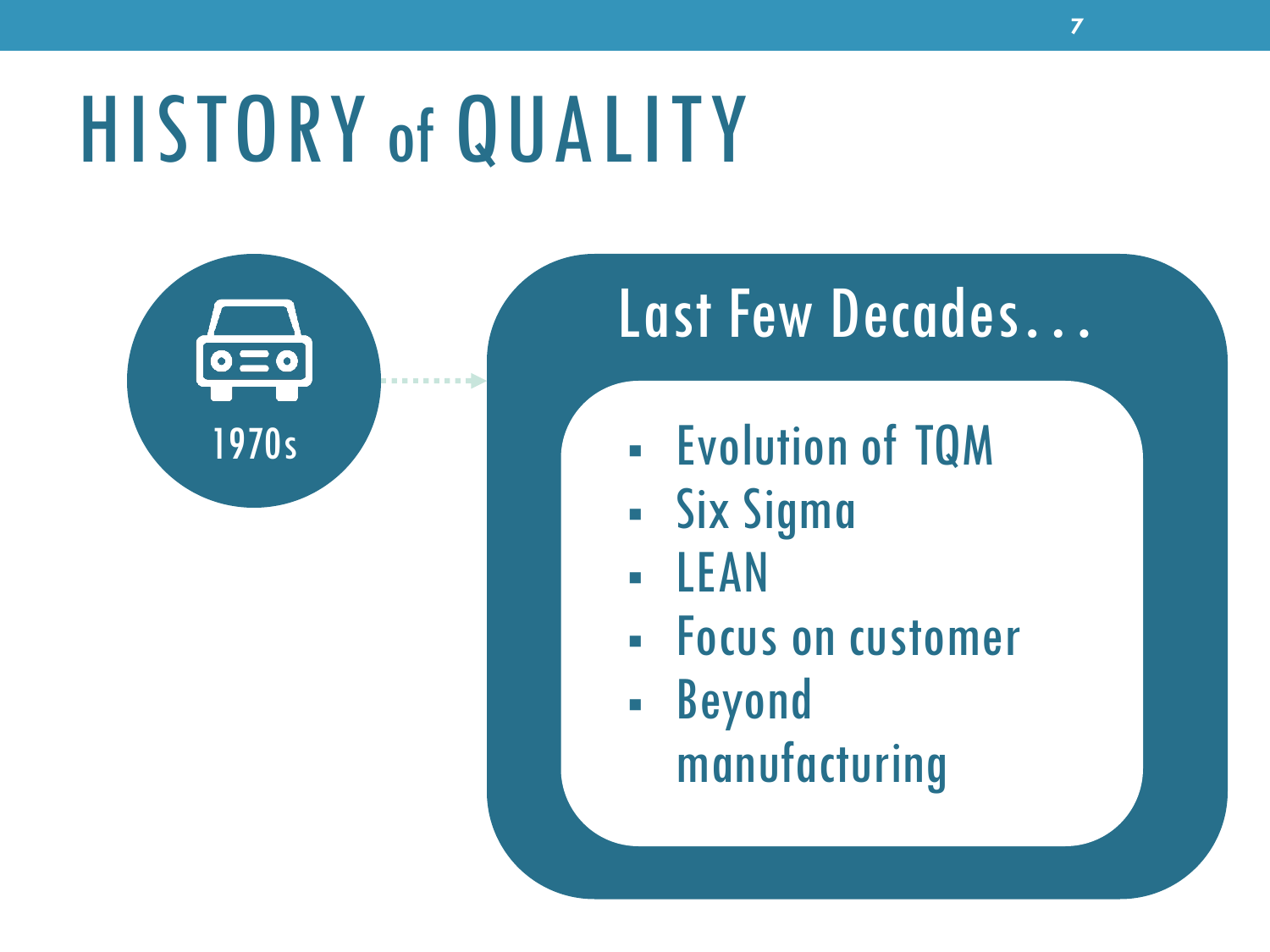# HISTORY of QUALITY

1970s

## Last Few Decades…

- Evolution of TQM
- Six Sigma
- LEAN
- Focus on customer
- Beyond manufacturing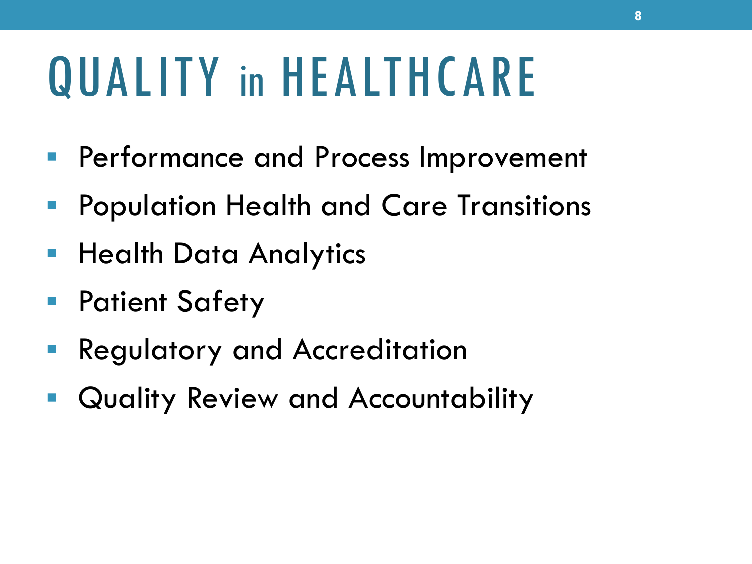# QUALITY in HEALTHCARE

- Performance and Process Improvement
- Population Health and Care Transitions
- Health Data Analytics
- Patient Safety
- Regulatory and Accreditation
- Quality Review and Accountability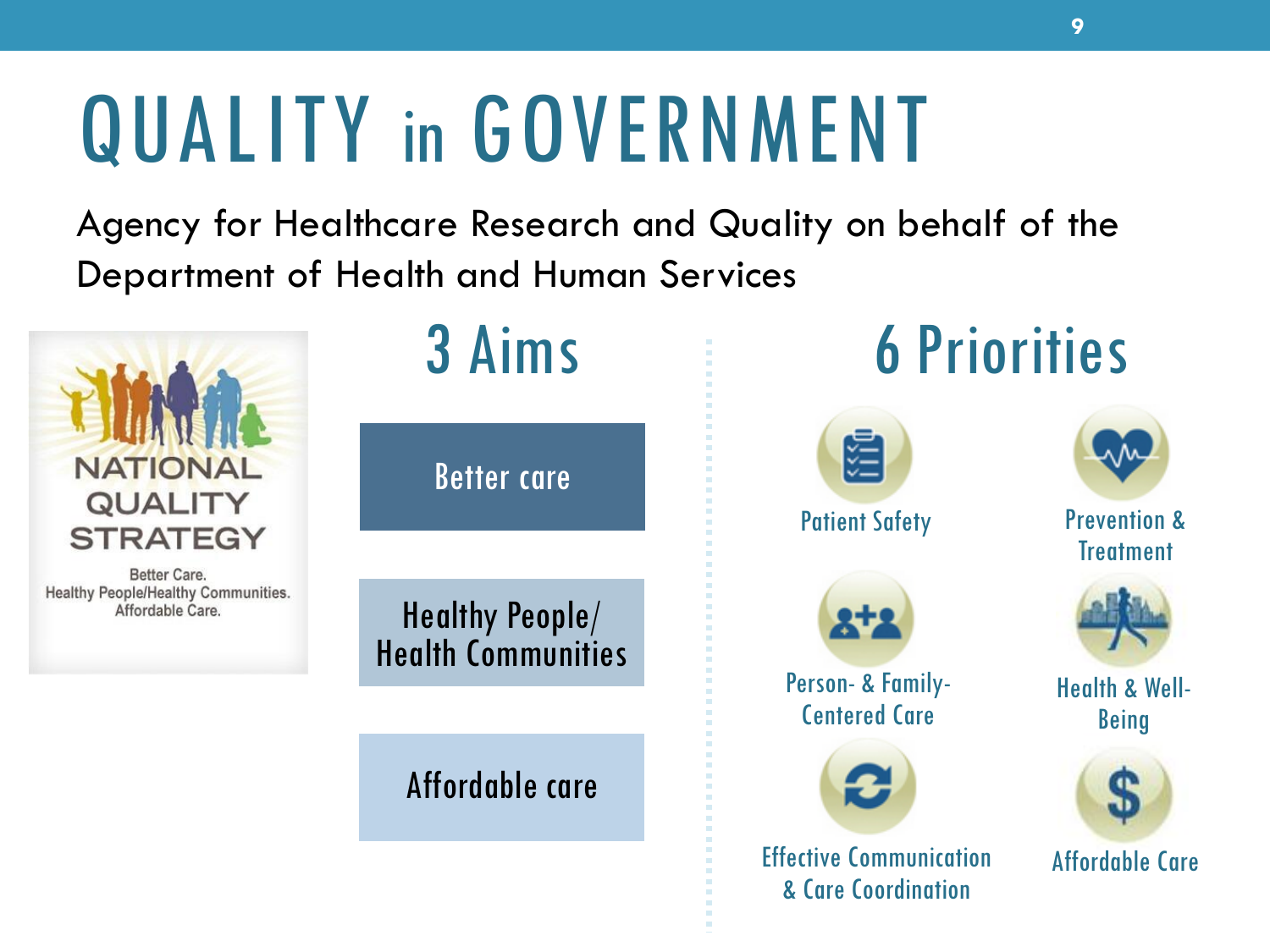# QUALITY in GOVERNMENT

Agency for Healthcare Research and Quality on behalf of the Department of Health and Human Services

NATIONAL QUALITY STRATEGY

Better Care.
Healthy People/Healthy Communities.
Affordable Care.

## 3 Aims

- Better care
- Healthy People/ Health Communities
- Affordable care

## 6 Priorities

- Patient Safety
- Prevention & Treatment
- Person- & Family-Centered Care
- Health & Well-Being
- Effective Communication & Care Coordination
- Affordable Care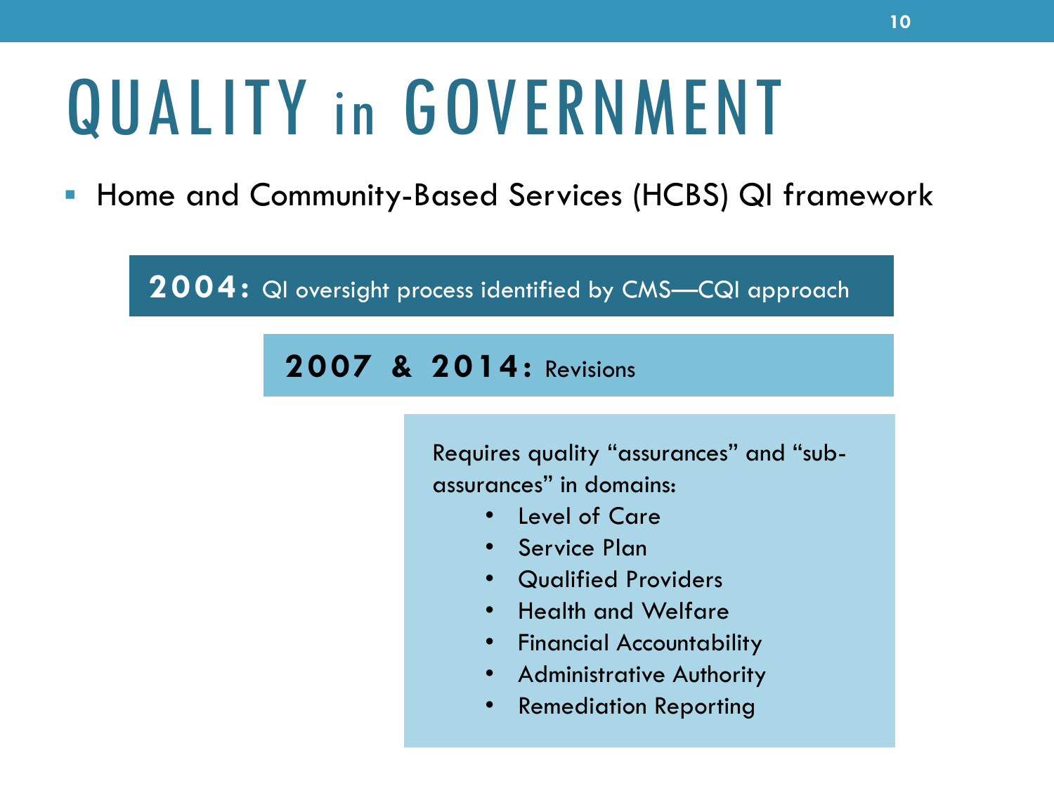# QUALITY in GOVERNMENT

- Home and Community-Based Services (HCBS) QI framework

**2004:** QI oversight process identified by CMS—CQI approach

**2007 & 2014:** Revisions

Requires quality "assurances" and "sub-assurances" in domains:

- Level of Care
- Service Plan
- Qualified Providers
- Health and Welfare
- Financial Accountability
- Administrative Authority
- Remediation Reporting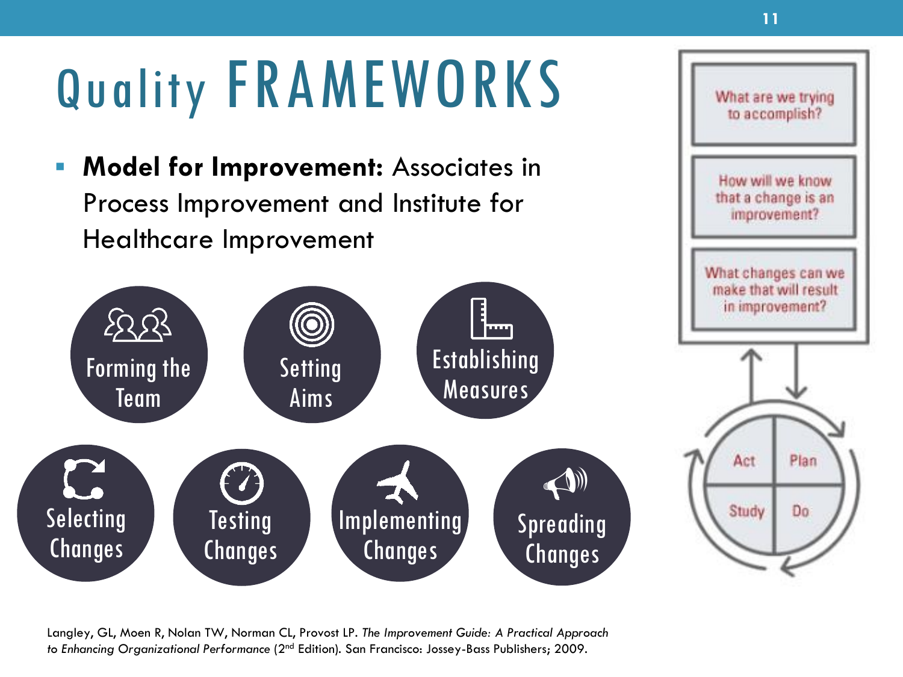# Quality FRAMEWORKS

- **Model for Improvement:** Associates in Process Improvement and Institute for Healthcare Improvement

Forming the Team

Setting Aims

Establishing Measures

Selecting Changes

Testing Changes

Implementing Changes

Spreading Changes

What are we trying to accomplish?

How will we know that a change is an improvement?

What changes can we make that will result in improvement?

Act | Plan | Study | Do

Langley, GL, Moen R, Nolan TW, Norman CL, Provost LP. *The Improvement Guide: A Practical Approach to Enhancing Organizational Performance* (2nd Edition). San Francisco: Jossey-Bass Publishers; 2009.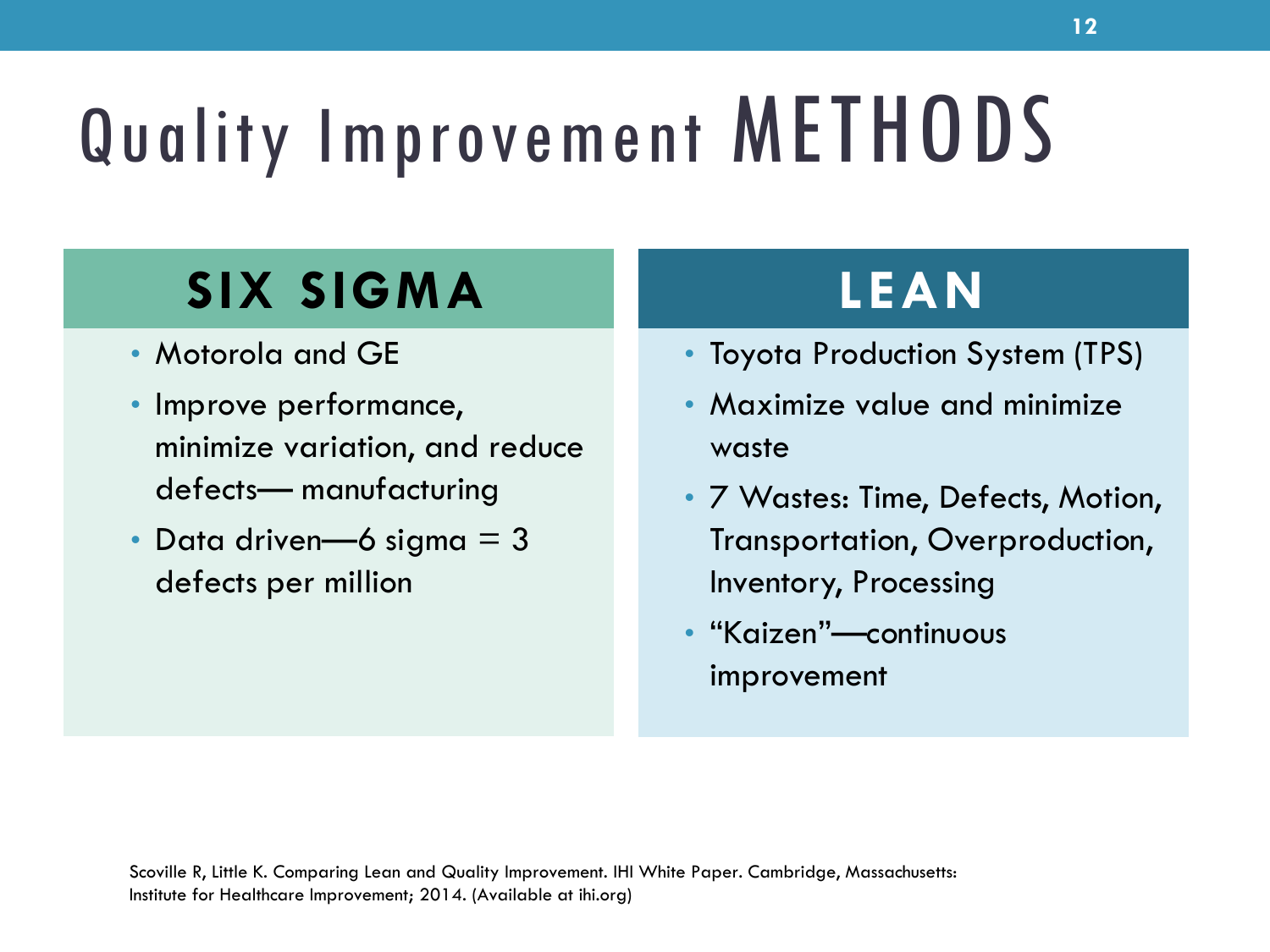# Quality Improvement METHODS

## SIX SIGMA

- Motorola and GE
- Improve performance, minimize variation, and reduce defects— manufacturing
- Data driven—6 sigma = 3 defects per million

## LEAN

- Toyota Production System (TPS)
- Maximize value and minimize waste
- 7 Wastes: Time, Defects, Motion, Transportation, Overproduction, Inventory, Processing
- "Kaizen"—continuous improvement

Scoville R, Little K. Comparing Lean and Quality Improvement. IHI White Paper. Cambridge, Massachusetts: Institute for Healthcare Improvement; 2014. (Available at ihi.org)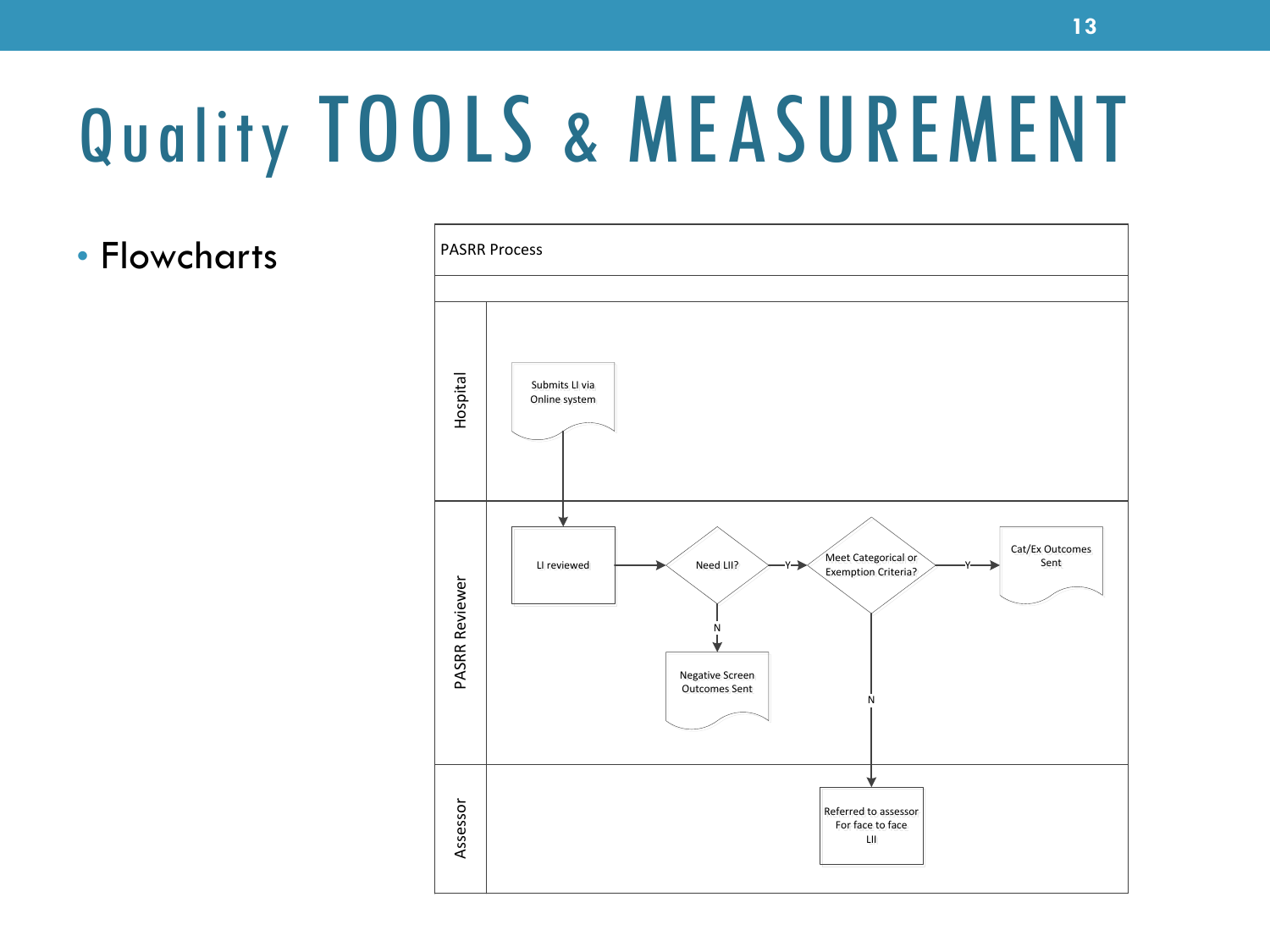# Quality TOOLS & MEASUREMENT

- Flowcharts

PASRR Process

**Hospital**

- Submits LI via Online system

**PASRR Reviewer**

- LI reviewed
- Need LII?
  - N: Negative Screen Outcomes Sent
  - Y: Meet Categorical or Exemption Criteria?
    - Y: Cat/Ex Outcomes Sent
    - N: Referred to assessor For face to face LII

**Assessor**

- Referred to assessor For face to face LII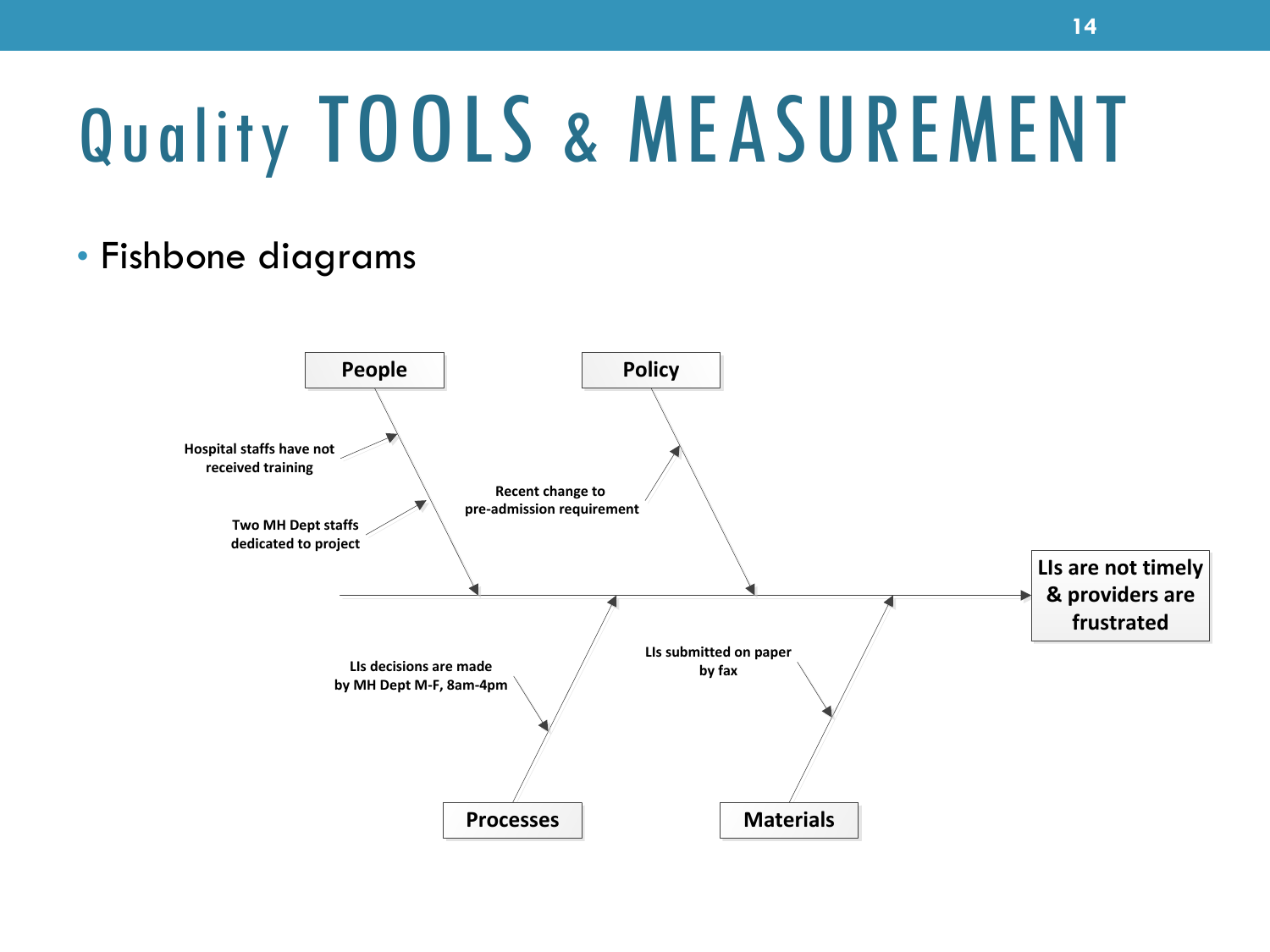# Quality TOOLS & MEASUREMENT

- Fishbone diagrams

**People**
- Hospital staffs have not received training
- Two MH Dept staffs dedicated to project

**Policy**
- Recent change to pre-admission requirement

**Processes**
- LIs decisions are made by MH Dept M-F, 8am-4pm

**Materials**
- LIs submitted on paper by fax

**LIs are not timely & providers are frustrated**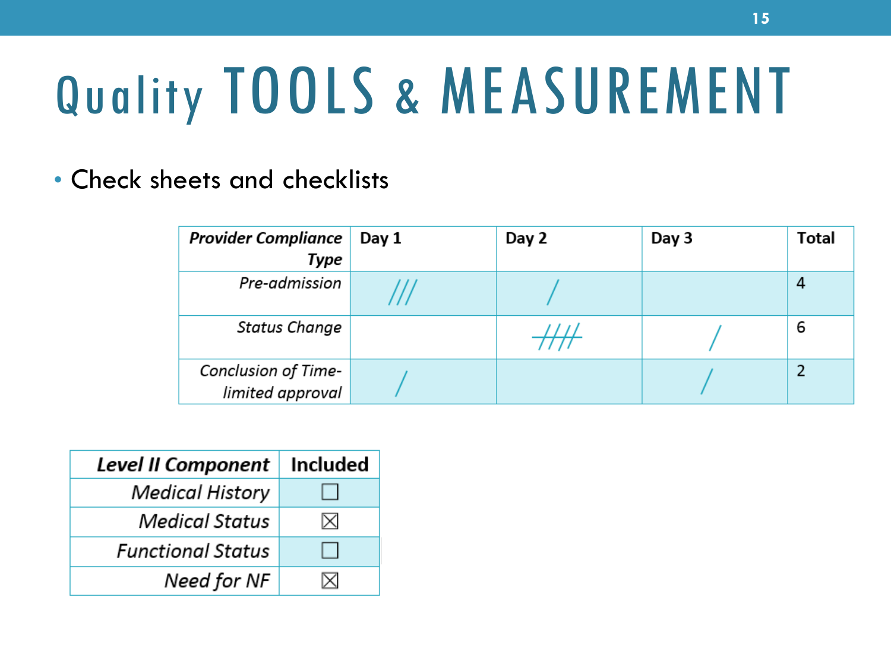# Quality TOOLS & MEASUREMENT

- Check sheets and checklists

| ***Provider Compliance Type*** | **Day 1** | **Day 2** | **Day 3** | **Total** |
|---|---|---|---|---|
| *Pre-admission* | /// | / | | 4 |
| *Status Change* | | ~~////~~ | / | 6 |
| *Conclusion of Time-limited approval* | / | | / | 2 |

| ***Level II Component*** | **Included** |
|---|---|
| *Medical History* | ☐ |
| *Medical Status* | ☒ |
| *Functional Status* | ☐ |
| *Need for NF* | ☒ |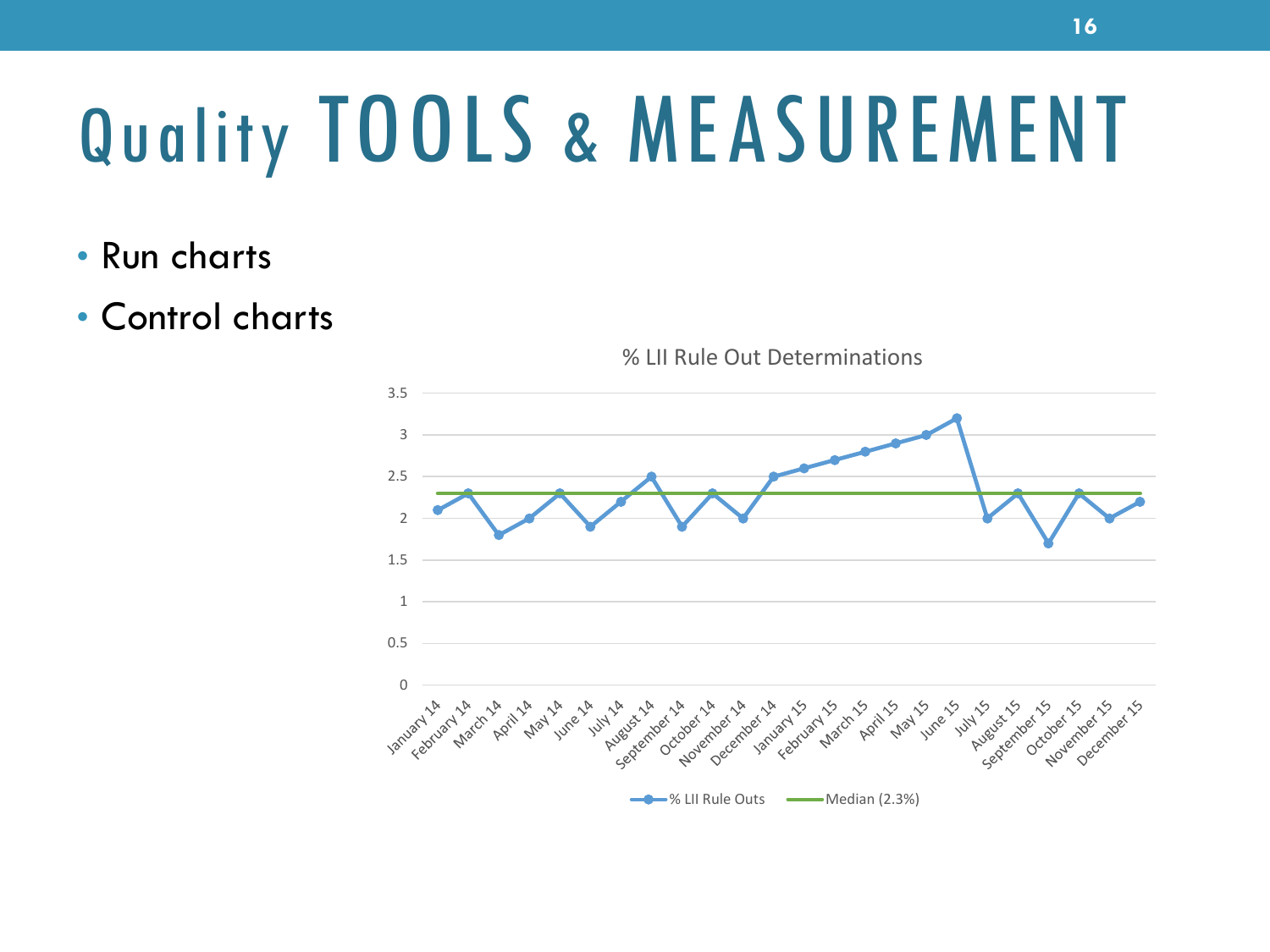# Quality TOOLS & MEASUREMENT

- Run charts
- Control charts

% LII Rule Out Determinations

| Month | % LII Rule Outs | Median (2.3%) |
|---|---|---|
| January 14 | 2.1 | 2.3 |
| February 14 | 2.3 | 2.3 |
| March 14 | 1.8 | 2.3 |
| April 14 | 2 | 2.3 |
| May 14 | 2.3 | 2.3 |
| June 14 | 1.9 | 2.3 |
| July 14 | 2.2 | 2.3 |
| August 14 | 2.5 | 2.3 |
| September 14 | 1.9 | 2.3 |
| October 14 | 2.3 | 2.3 |
| November 14 | 2 | 2.3 |
| December 14 | 2.5 | 2.3 |
| January 15 | 2.6 | 2.3 |
| February 15 | 2.7 | 2.3 |
| March 15 | 2.8 | 2.3 |
| April 15 | 2.9 | 2.3 |
| May 15 | 3 | 2.3 |
| June 15 | 3.2 | 2.3 |
| July 15 | 2 | 2.3 |
| August 15 | 2.3 | 2.3 |
| September 15 | 1.7 | 2.3 |
| October 15 | 2.3 | 2.3 |
| November 15 | 2 | 2.3 |
| December 15 | 2.2 | 2.3 |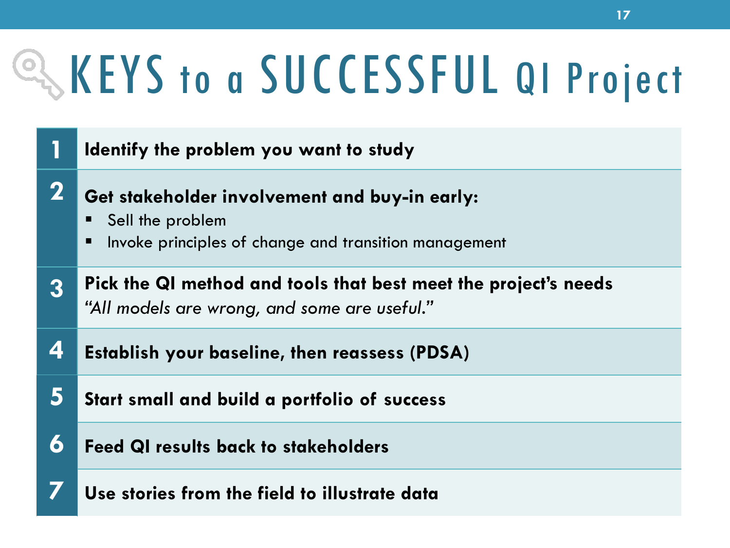# KEYS to a SUCCESSFUL QI Project

1. **Identify the problem you want to study**
2. **Get stakeholder involvement and buy-in early:**
   - Sell the problem
   - Invoke principles of change and transition management
3. **Pick the QI method and tools that best meet the project's needs**
   *"All models are wrong, and some are useful."*
4. **Establish your baseline, then reassess (PDSA)**
5. **Start small and build a portfolio of success**
6. **Feed QI results back to stakeholders**
7. **Use stories from the field to illustrate data**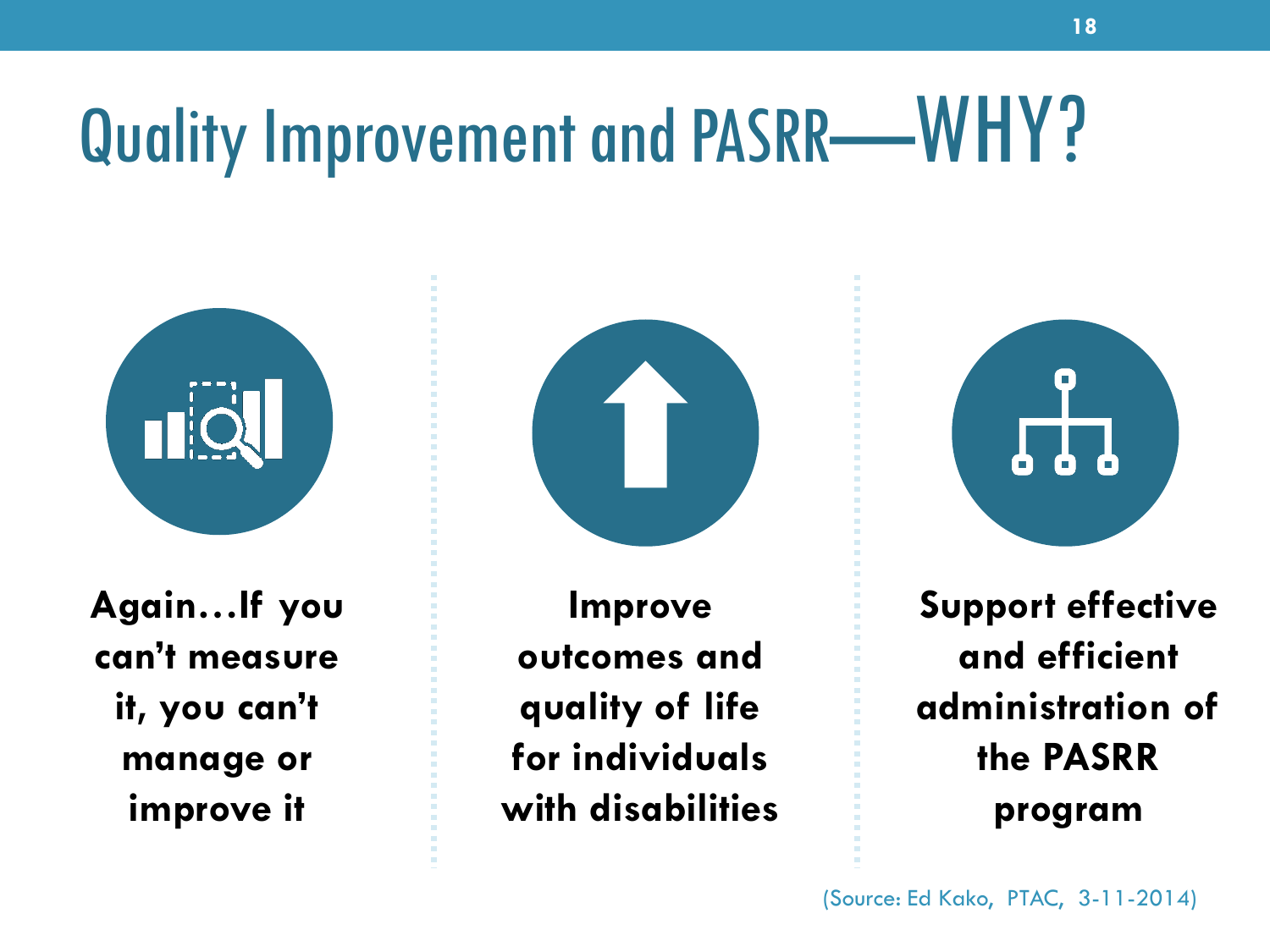# Quality Improvement and PASRR—WHY?

**Again…If you can't measure it, you can't manage or improve it**

**Improve outcomes and quality of life for individuals with disabilities**

**Support effective and efficient administration of the PASRR program**

(Source: Ed Kako, PTAC, 3-11-2014)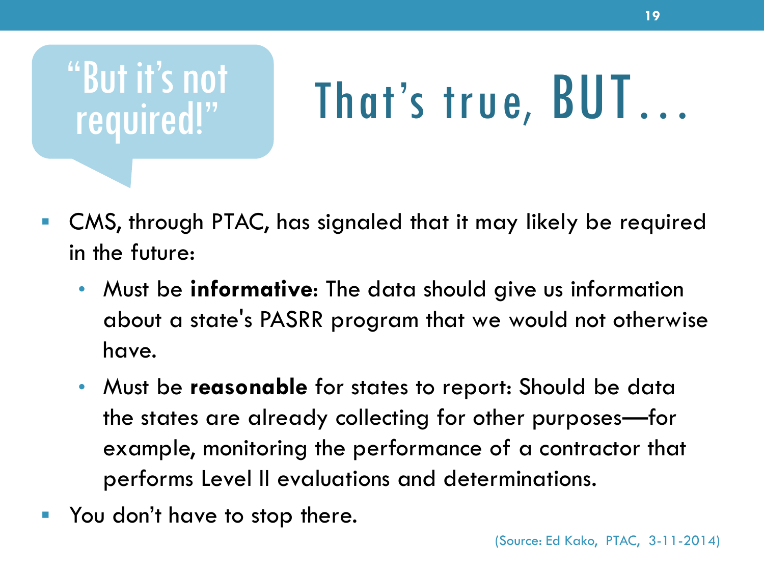“But it’s not required!”

# That’s true, BUT…

- CMS, through PTAC, has signaled that it may likely be required in the future:
  - Must be **informative**: The data should give us information about a state's PASRR program that we would not otherwise have.
  - Must be **reasonable** for states to report: Should be data the states are already collecting for other purposes—for example, monitoring the performance of a contractor that performs Level II evaluations and determinations.
- You don’t have to stop there.

(Source: Ed Kako, PTAC, 3-11-2014)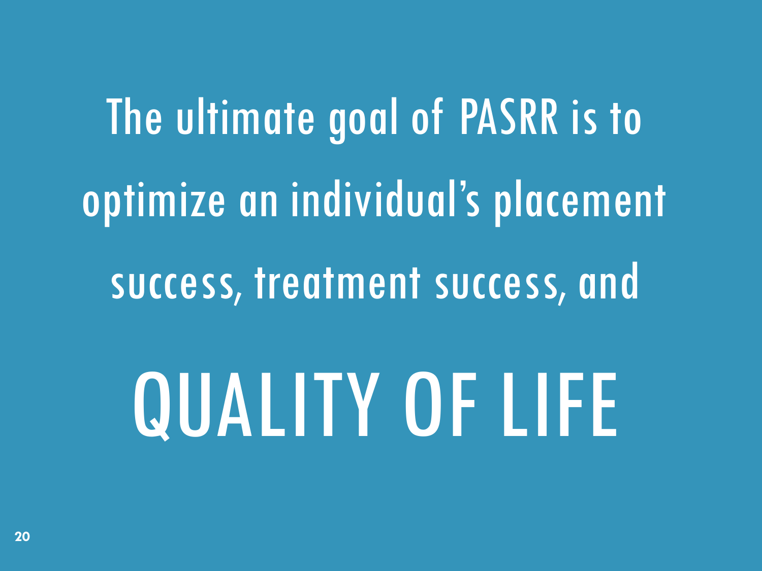The ultimate goal of PASRR is to optimize an individual's placement success, treatment success, and

# QUALITY OF LIFE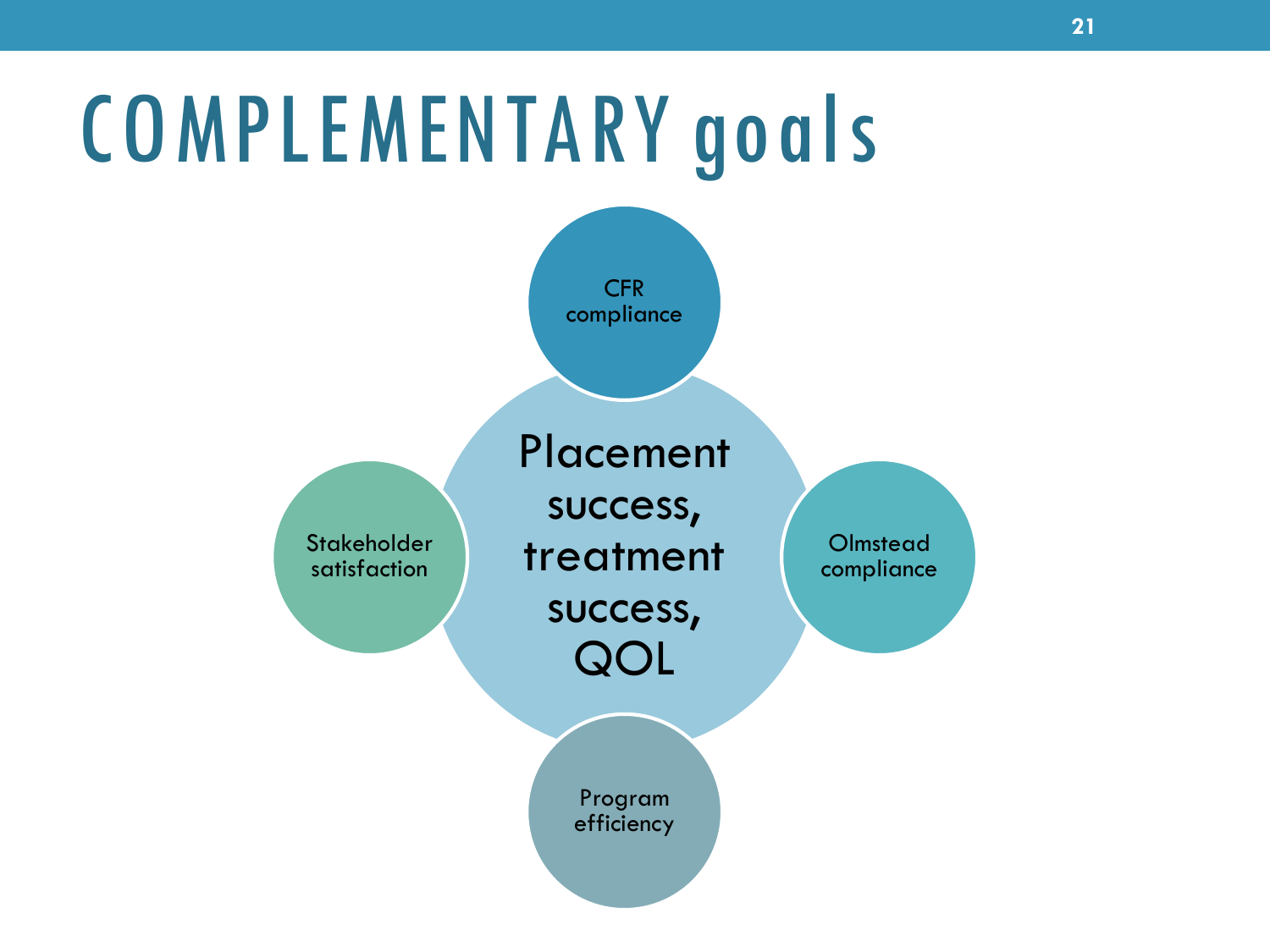# COMPLEMENTARY goals

- Placement success, treatment success, QOL
- CFR compliance
- Olmstead compliance
- Program efficiency
- Stakeholder satisfaction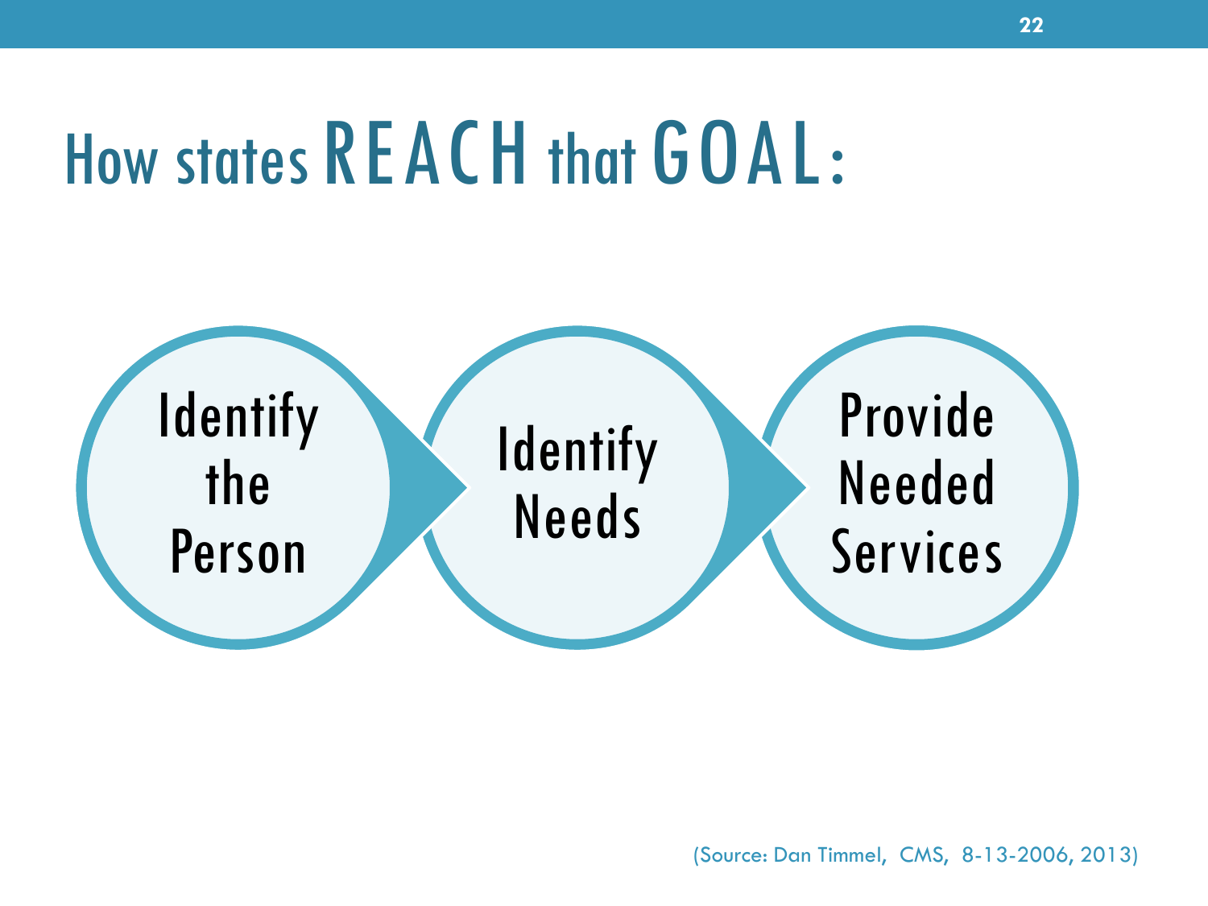# How states REACH that GOAL:

Identify the Person → Identify Needs → Provide Needed Services

(Source: Dan Timmel, CMS, 8-13-2006, 2013)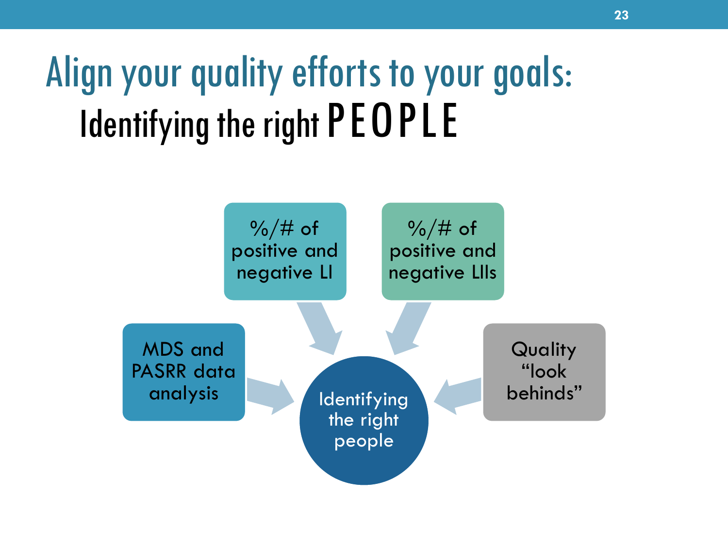# Align your quality efforts to your goals:

## Identifying the right PEOPLE

- MDS and PASRR data analysis
- %/# of positive and negative LI
- %/# of positive and negative LIIs
- Quality "look behinds"

→ Identifying the right people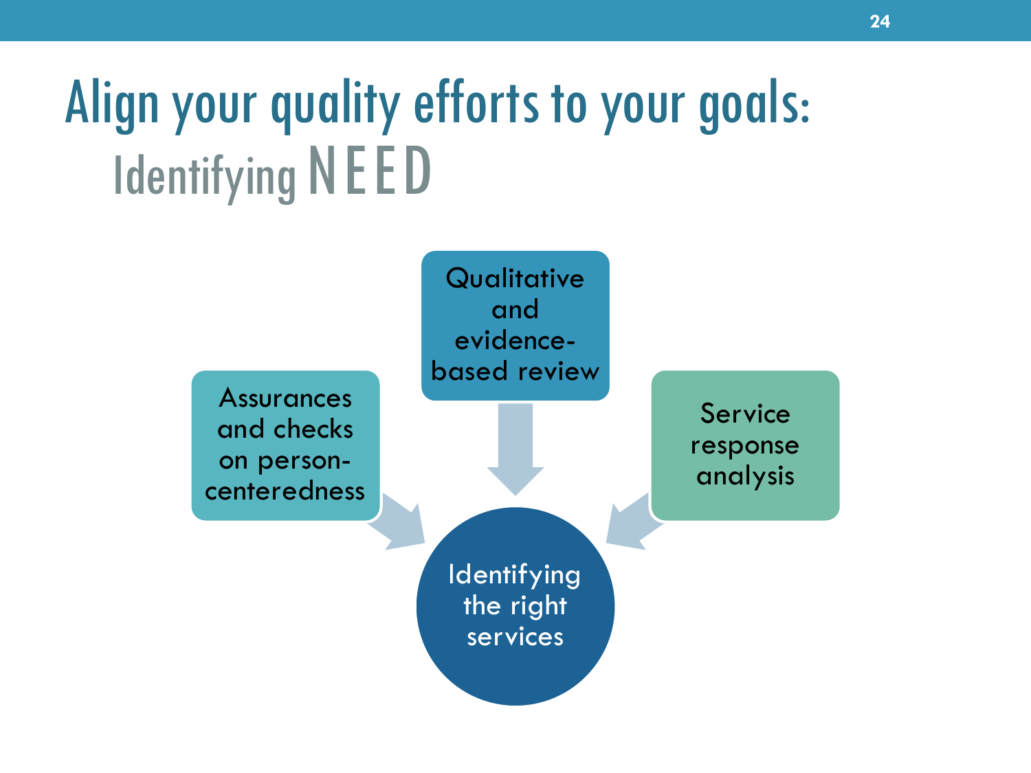# Align your quality efforts to your goals:

## Identifying NEED

- Assurances and checks on person-centeredness
- Qualitative and evidence-based review
- Service response analysis

Identifying the right services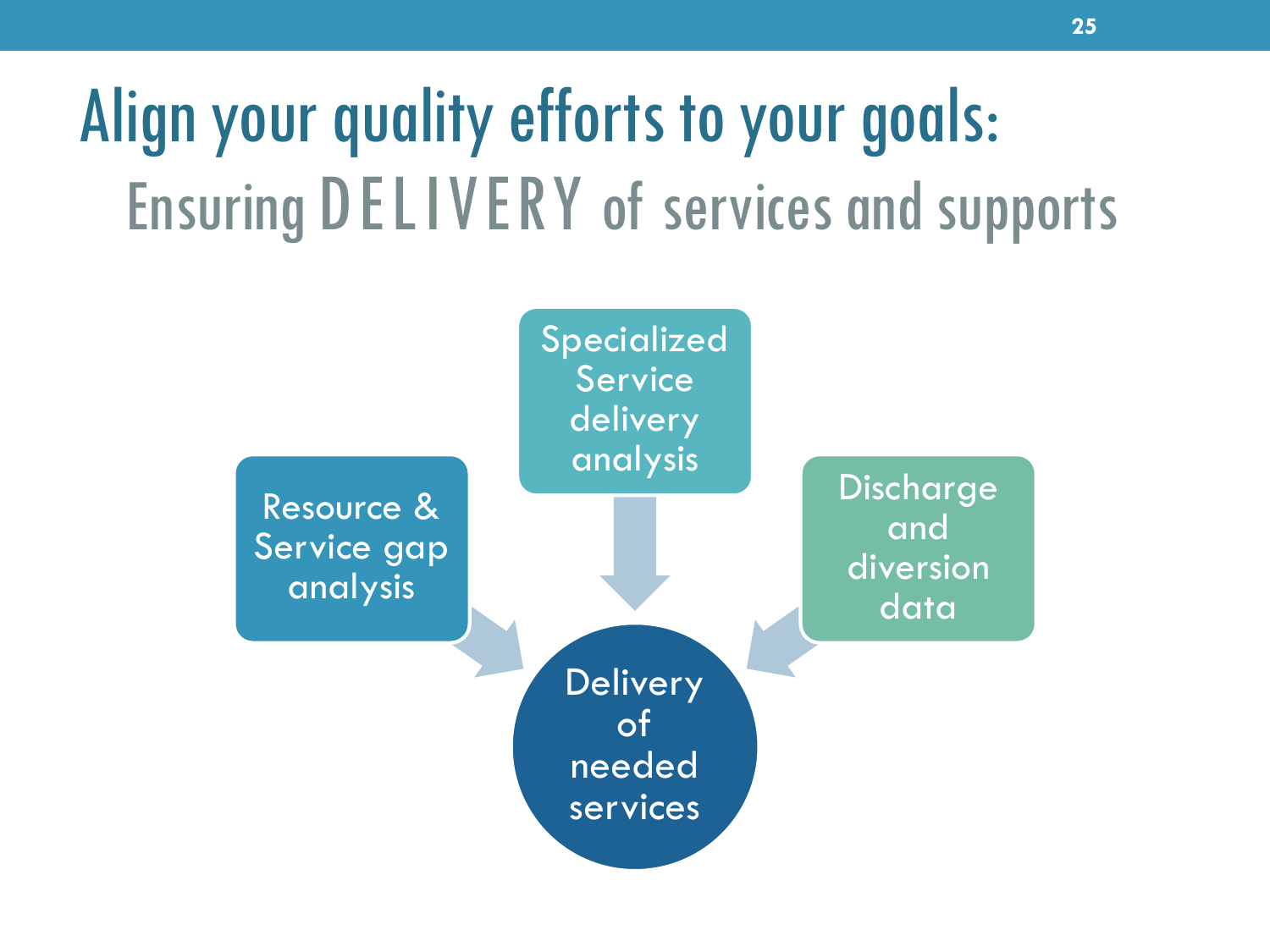# Align your quality efforts to your goals:

## Ensuring DELIVERY of services and supports

- Resource & Service gap analysis
- Specialized Service delivery analysis
- Discharge and diversion data

→ Delivery of needed services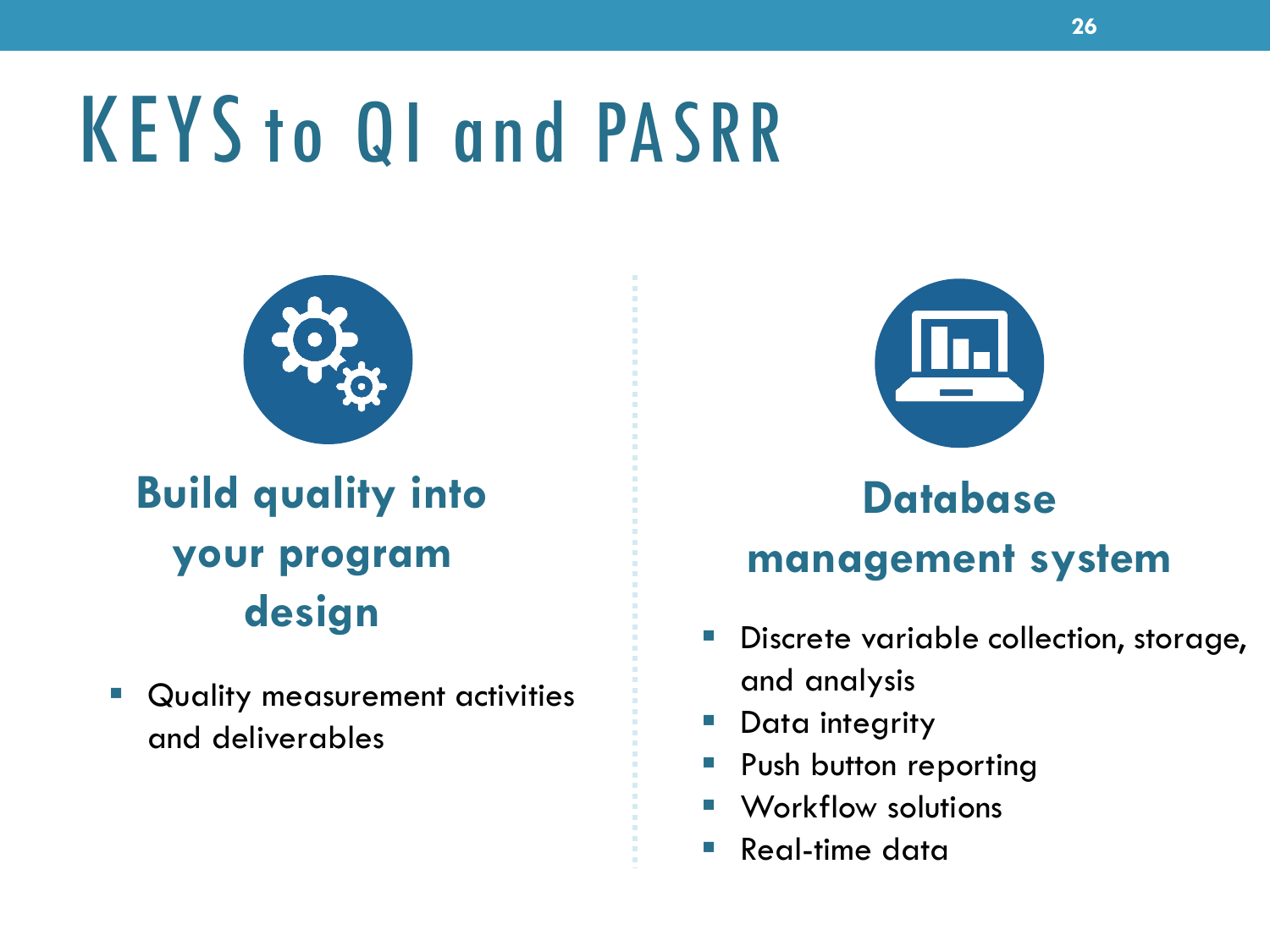# KEYS to QI and PASRR

## Build quality into your program design

- Quality measurement activities and deliverables

## Database management system

- Discrete variable collection, storage, and analysis
- Data integrity
- Push button reporting
- Workflow solutions
- Real-time data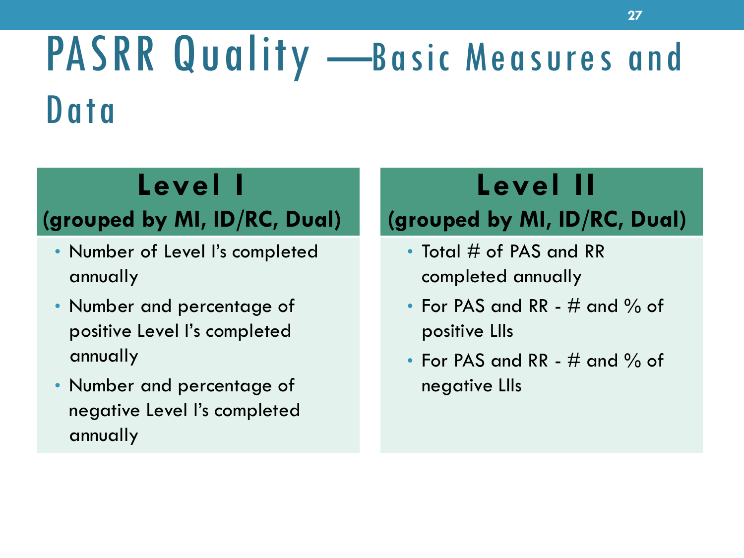# PASRR Quality —Basic Measures and Data

## Level I
### (grouped by MI, ID/RC, Dual)

- Number of Level I's completed annually
- Number and percentage of positive Level I's completed annually
- Number and percentage of negative Level I's completed annually

## Level II
### (grouped by MI, ID/RC, Dual)

- Total # of PAS and RR completed annually
- For PAS and RR - # and % of positive LIIs
- For PAS and RR - # and % of negative LIIs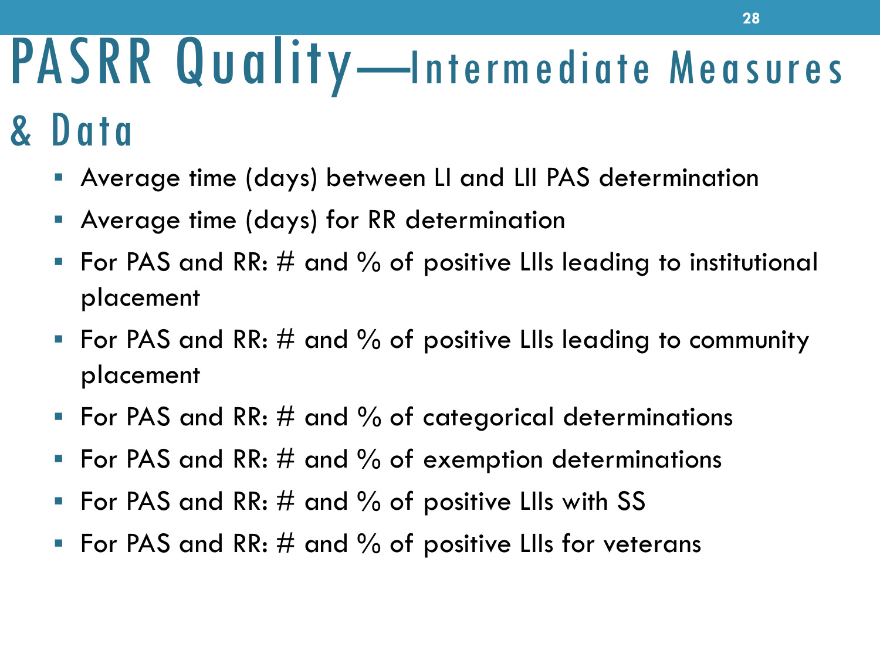# PASRR Quality—Intermediate Measures & Data

- Average time (days) between LI and LII PAS determination
- Average time (days) for RR determination
- For PAS and RR: # and % of positive LIIs leading to institutional placement
- For PAS and RR: # and % of positive LIIs leading to community placement
- For PAS and RR: # and % of categorical determinations
- For PAS and RR: # and % of exemption determinations
- For PAS and RR: # and % of positive LIIs with SS
- For PAS and RR: # and % of positive LIIs for veterans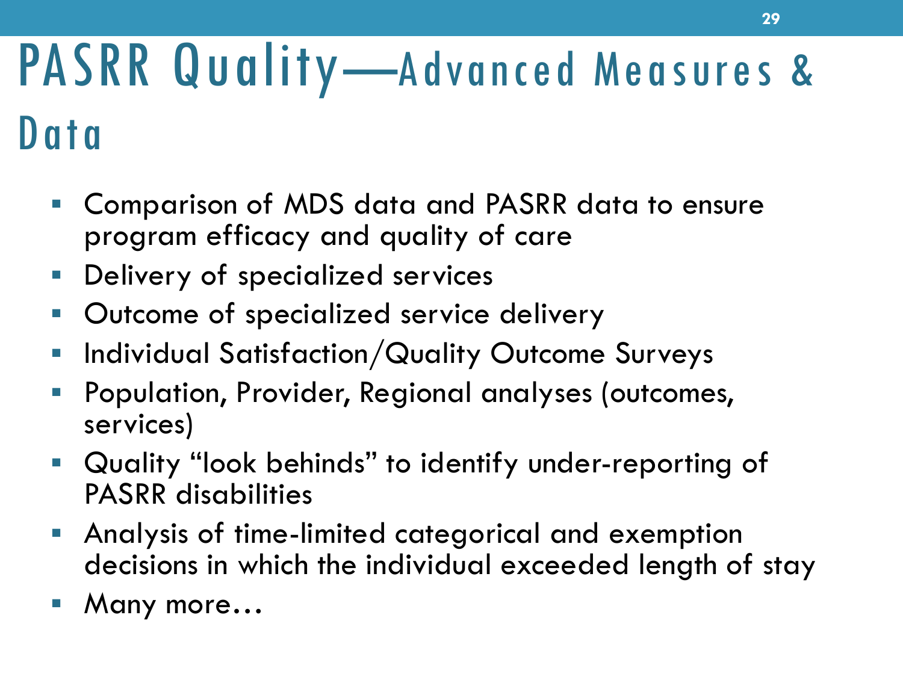# PASRR Quality—Advanced Measures & Data

- Comparison of MDS data and PASRR data to ensure program efficacy and quality of care
- Delivery of specialized services
- Outcome of specialized service delivery
- Individual Satisfaction/Quality Outcome Surveys
- Population, Provider, Regional analyses (outcomes, services)
- Quality "look behinds" to identify under-reporting of PASRR disabilities
- Analysis of time-limited categorical and exemption decisions in which the individual exceeded length of stay
- Many more…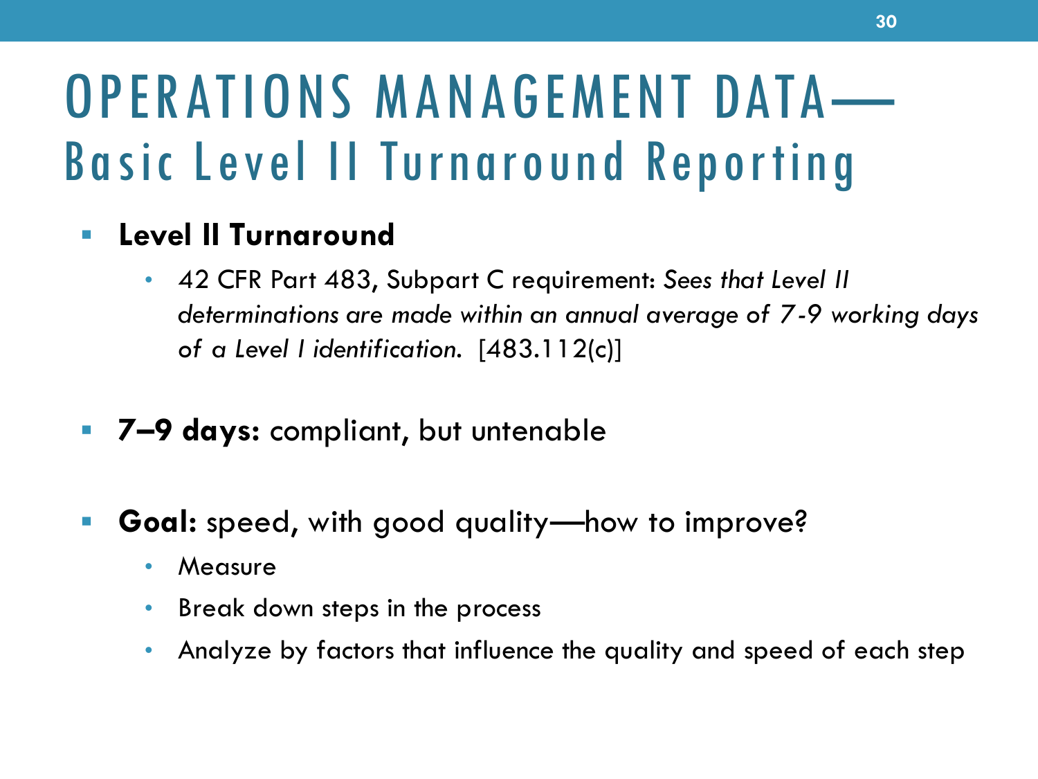# OPERATIONS MANAGEMENT DATA—
## Basic Level II Turnaround Reporting

- **Level II Turnaround**
  - 42 CFR Part 483, Subpart C requirement: *Sees that Level II determinations are made within an annual average of 7-9 working days of a Level I identification.* [483.112(c)]

- **7–9 days:** compliant, but untenable

- **Goal:** speed, with good quality—how to improve?
  - Measure
  - Break down steps in the process
  - Analyze by factors that influence the quality and speed of each step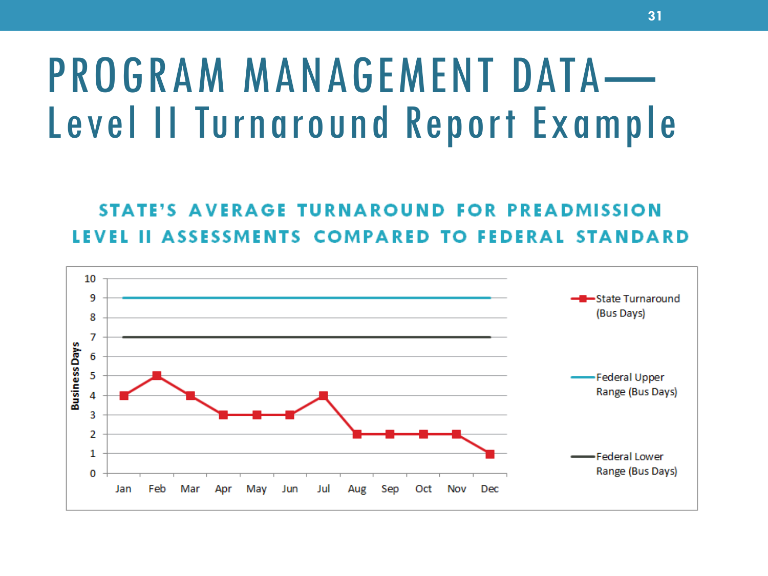# PROGRAM MANAGEMENT DATA—Level II Turnaround Report Example

## STATE'S AVERAGE TURNAROUND FOR PREADMISSION LEVEL II ASSESSMENTS COMPARED TO FEDERAL STANDARD

| Month | State Turnaround (Bus Days) | Federal Upper Range (Bus Days) | Federal Lower Range (Bus Days) |
|---|---|---|---|
| Jan | 4 | 9 | 7 |
| Feb | 5 | 9 | 7 |
| Mar | 4 | 9 | 7 |
| Apr | 3 | 9 | 7 |
| May | 3 | 9 | 7 |
| Jun | 3 | 9 | 7 |
| Jul | 4 | 9 | 7 |
| Aug | 2 | 9 | 7 |
| Sep | 2 | 9 | 7 |
| Oct | 2 | 9 | 7 |
| Nov | 2 | 9 | 7 |
| Dec | 1 | 9 | 7 |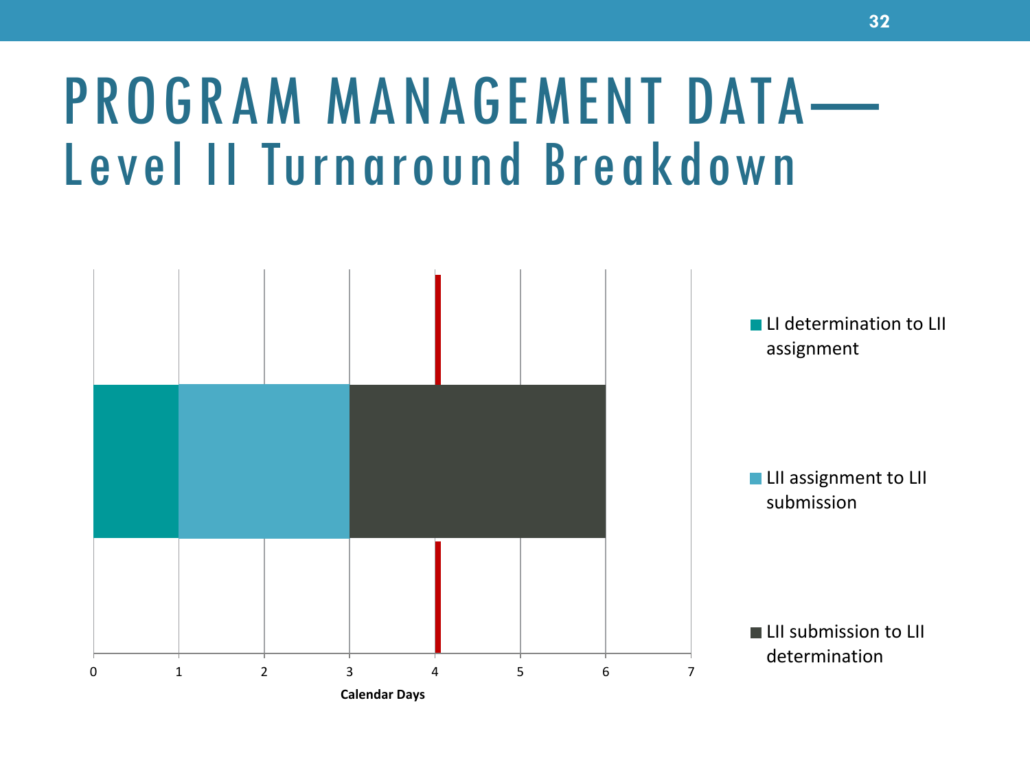# PROGRAM MANAGEMENT DATA—
## Level II Turnaround Breakdown

- LI determination to LII assignment
- LII assignment to LII submission
- LII submission to LII determination

0 1 2 3 4 5 6 7

**Calendar Days**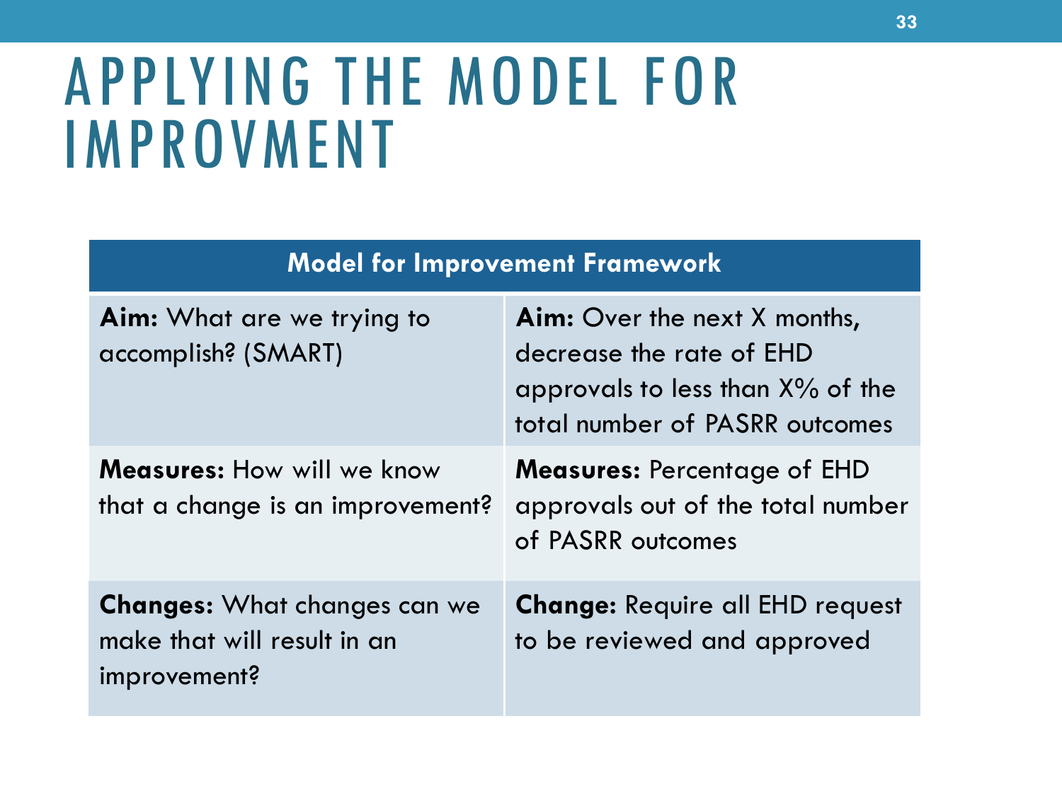# APPLYING THE MODEL FOR IMPROVMENT

| Model for Improvement Framework | |
|---|---|
| **Aim:** What are we trying to accomplish? (SMART) | **Aim:** Over the next X months, decrease the rate of EHD approvals to less than X% of the total number of PASRR outcomes |
| **Measures:** How will we know that a change is an improvement? | **Measures:** Percentage of EHD approvals out of the total number of PASRR outcomes |
| **Changes:** What changes can we make that will result in an improvement? | **Change:** Require all EHD request to be reviewed and approved |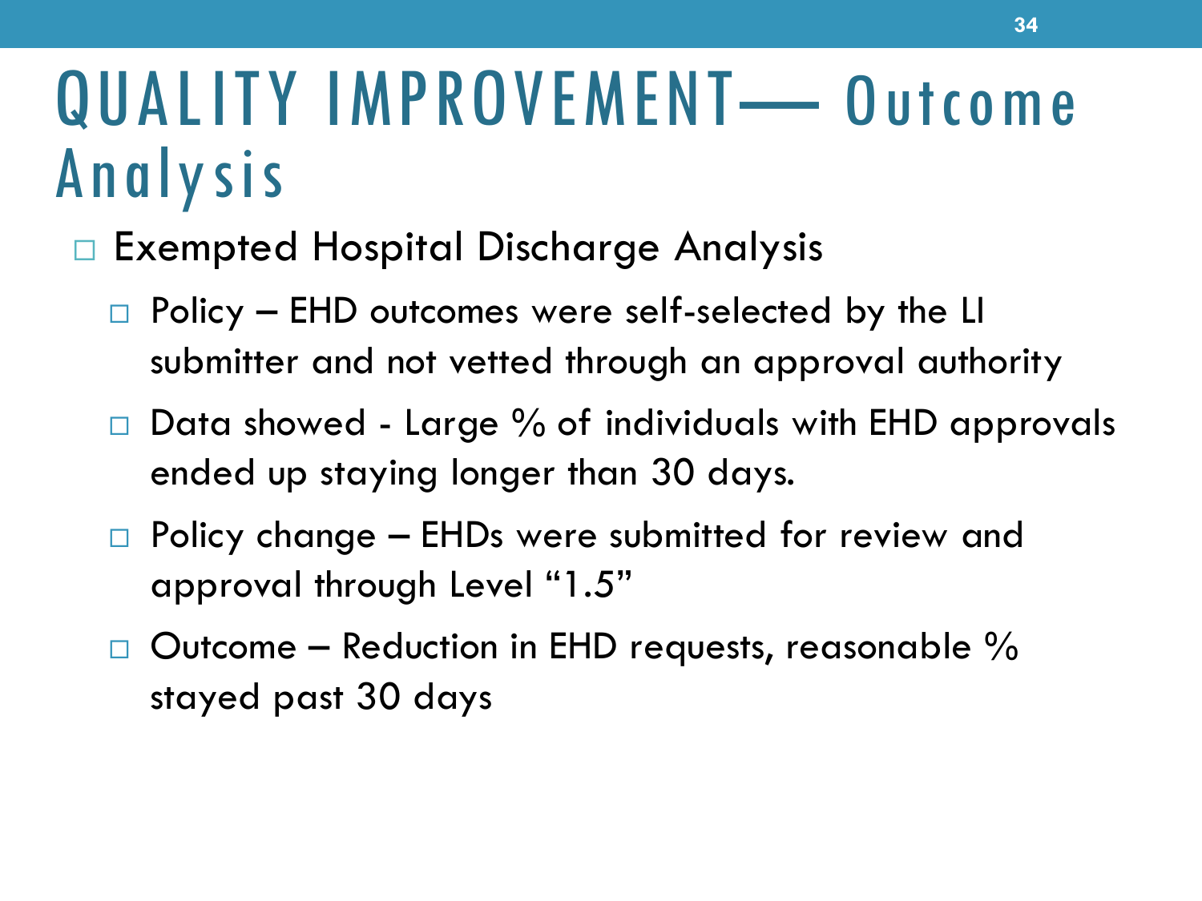# QUALITY IMPROVEMENT— Outcome Analysis

- Exempted Hospital Discharge Analysis
  - Policy – EHD outcomes were self-selected by the LI submitter and not vetted through an approval authority
  - Data showed - Large % of individuals with EHD approvals ended up staying longer than 30 days.
  - Policy change – EHDs were submitted for review and approval through Level "1.5"
  - Outcome – Reduction in EHD requests, reasonable % stayed past 30 days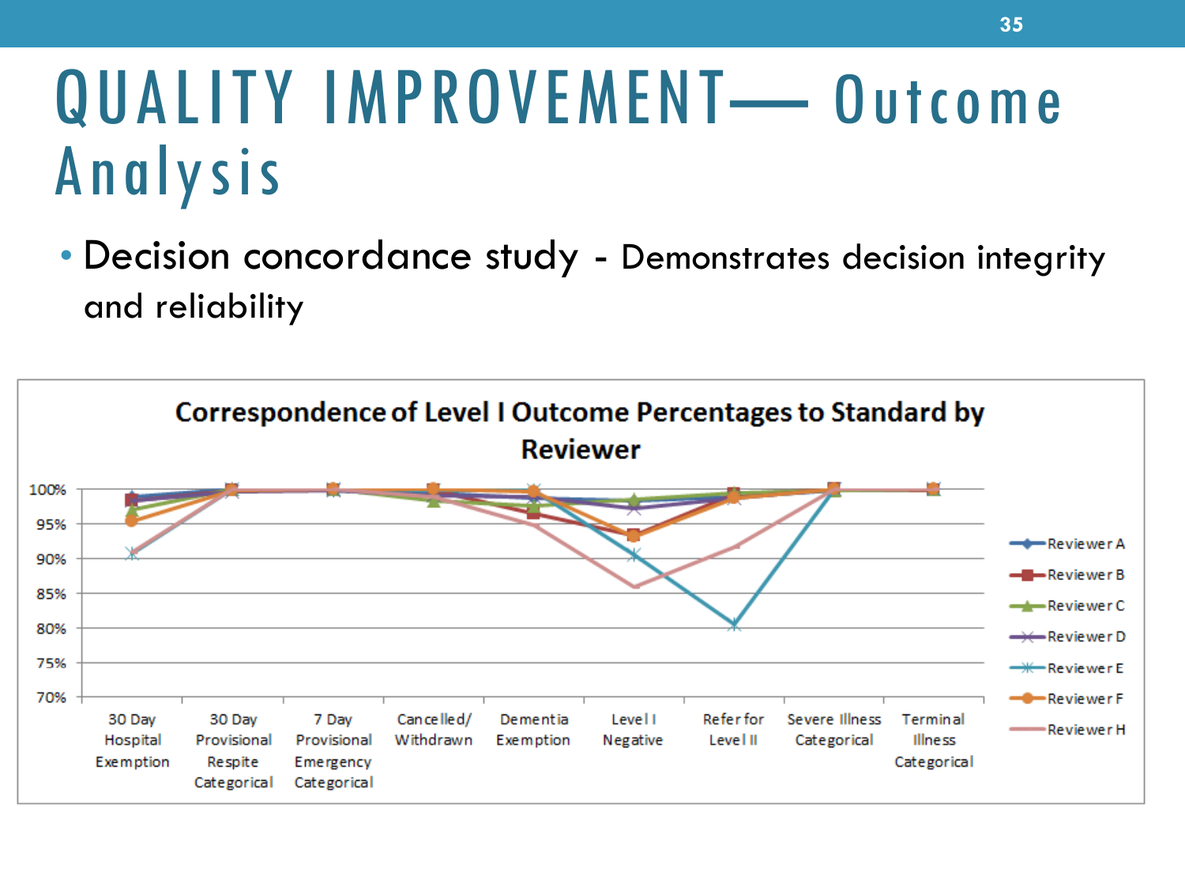# QUALITY IMPROVEMENT— Outcome Analysis

- Decision concordance study - Demonstrates decision integrity and reliability

**Correspondence of Level I Outcome Percentages to Standard by Reviewer**

Legend: Reviewer A, Reviewer B, Reviewer C, Reviewer D, Reviewer E, Reviewer F, Reviewer H

Y-axis: 70%, 75%, 80%, 85%, 90%, 95%, 100%

X-axis categories: 30 Day Hospital Exemption; 30 Day Provisional Respite Categorical; 7 Day Provisional Emergency Categorical; Cancelled/ Withdrawn; Dementia Exemption; Level I Negative; Refer for Level II; Severe Illness Categorical; Terminal Illness Categorical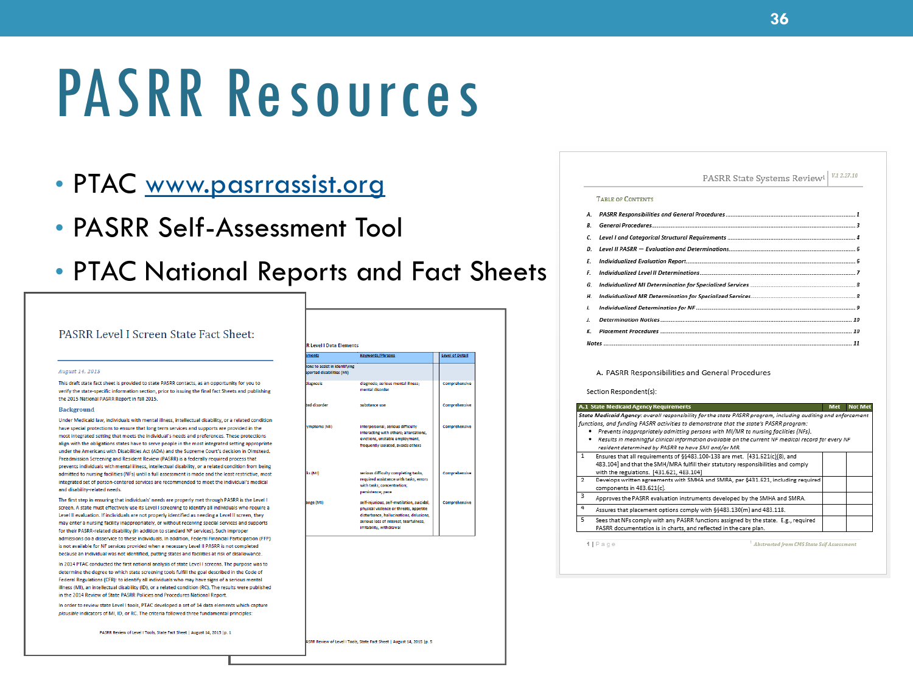# PASRR Resources

- PTAC www.pasrrassist.org
- PASRR Self-Assessment Tool
- PTAC National Reports and Fact Sheets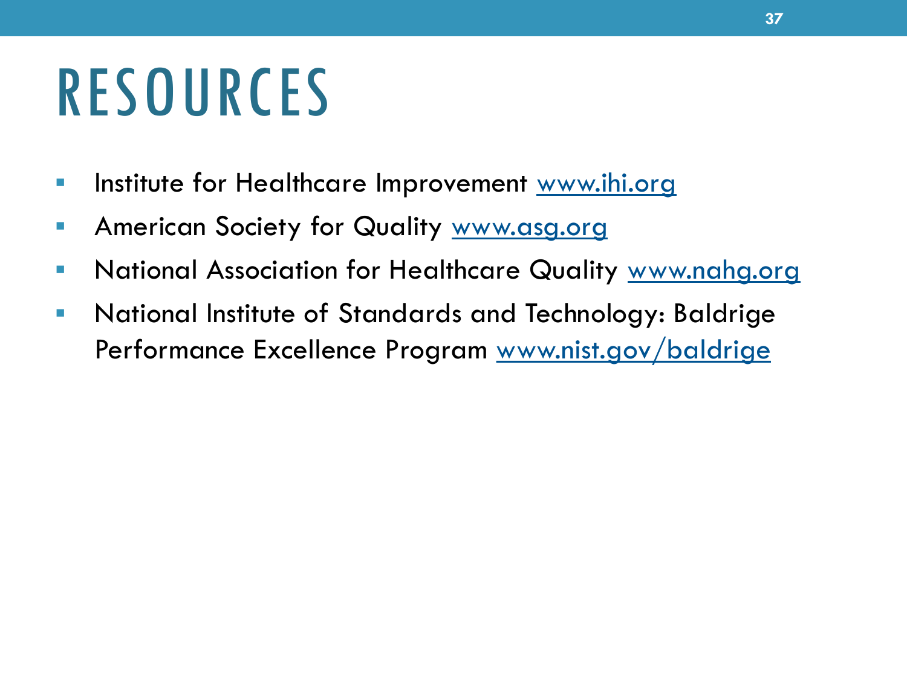# RESOURCES

- Institute for Healthcare Improvement www.ihi.org
- American Society for Quality www.asq.org
- National Association for Healthcare Quality www.nahq.org
- National Institute of Standards and Technology: Baldrige Performance Excellence Program www.nist.gov/baldrige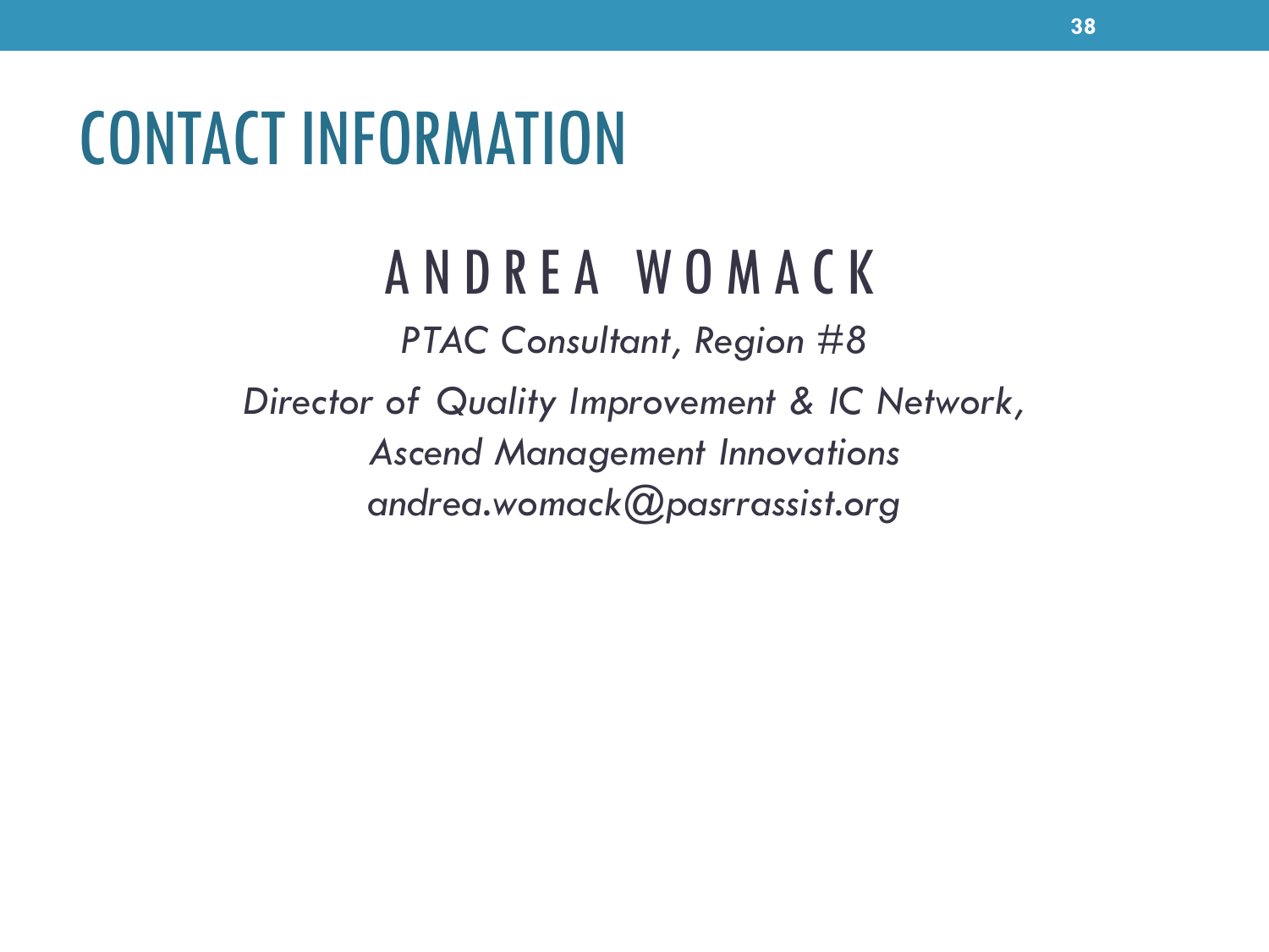# CONTACT INFORMATION

## ANDREA WOMACK

*PTAC Consultant, Region #8*

*Director of Quality Improvement & IC Network,*
*Ascend Management Innovations*
*andrea.womack@pasrrassist.org*